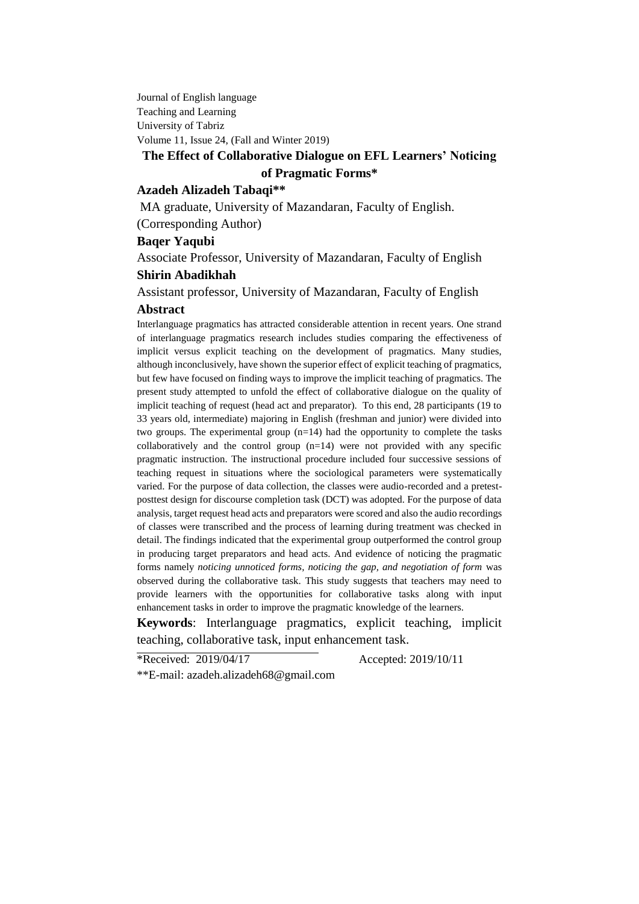Journal of English language
Teaching and Learning
University of Tabriz
Volume 11, Issue 24, (Fall and Winter 2019)

# The Effect of Collaborative Dialogue on EFL Learners' Noticing of Pragmatic Forms*

**Azadeh Alizadeh Tabaqi****

MA graduate, University of Mazandaran, Faculty of English. (Corresponding Author)

**Baqer Yaqubi**

Associate Professor, University of Mazandaran, Faculty of English

**Shirin Abadikhah**

Assistant professor, University of Mazandaran, Faculty of English

## Abstract

Interlanguage pragmatics has attracted considerable attention in recent years. One strand of interlanguage pragmatics research includes studies comparing the effectiveness of implicit versus explicit teaching on the development of pragmatics. Many studies, although inconclusively, have shown the superior effect of explicit teaching of pragmatics, but few have focused on finding ways to improve the implicit teaching of pragmatics. The present study attempted to unfold the effect of collaborative dialogue on the quality of implicit teaching of request (head act and preparator). To this end, 28 participants (19 to 33 years old, intermediate) majoring in English (freshman and junior) were divided into two groups. The experimental group (n=14) had the opportunity to complete the tasks collaboratively and the control group (n=14) were not provided with any specific pragmatic instruction. The instructional procedure included four successive sessions of teaching request in situations where the sociological parameters were systematically varied. For the purpose of data collection, the classes were audio-recorded and a pretest-posttest design for discourse completion task (DCT) was adopted. For the purpose of data analysis, target request head acts and preparators were scored and also the audio recordings of classes were transcribed and the process of learning during treatment was checked in detail. The findings indicated that the experimental group outperformed the control group in producing target preparators and head acts. And evidence of noticing the pragmatic forms namely *noticing unnoticed forms, noticing the gap, and negotiation of form* was observed during the collaborative task. This study suggests that teachers may need to provide learners with the opportunities for collaborative tasks along with input enhancement tasks in order to improve the pragmatic knowledge of the learners.

**Keywords**: Interlanguage pragmatics, explicit teaching, implicit teaching, collaborative task, input enhancement task.

---

*Received: 2019/04/17 Accepted: 2019/10/11

**E-mail: azadeh.alizadeh68@gmail.com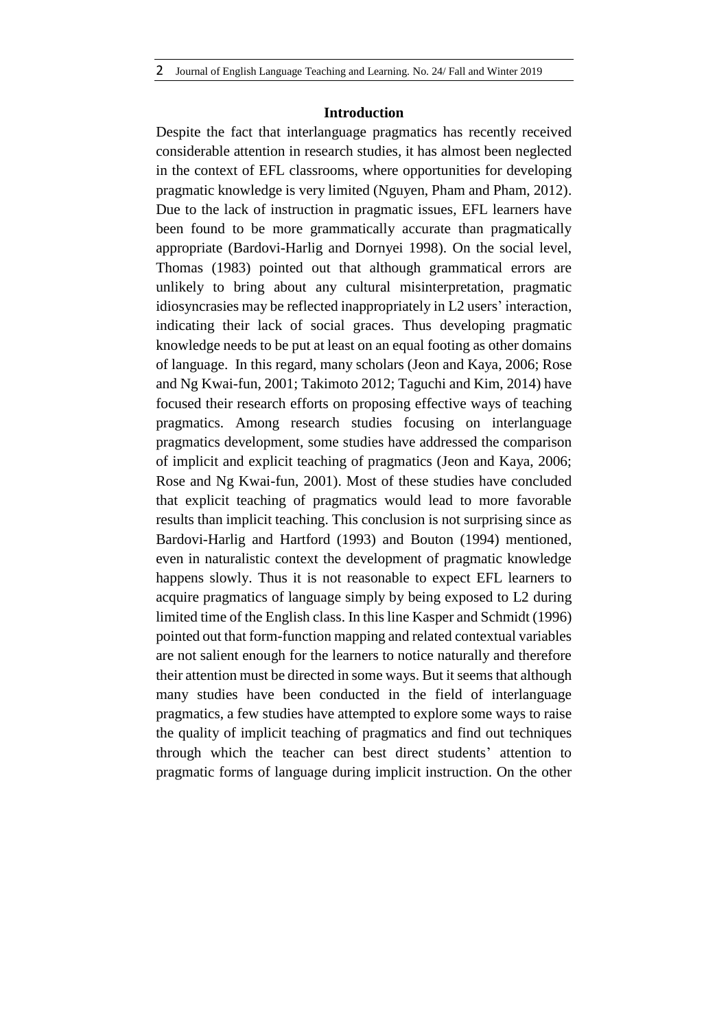## Introduction

Despite the fact that interlanguage pragmatics has recently received considerable attention in research studies, it has almost been neglected in the context of EFL classrooms, where opportunities for developing pragmatic knowledge is very limited (Nguyen, Pham and Pham, 2012). Due to the lack of instruction in pragmatic issues, EFL learners have been found to be more grammatically accurate than pragmatically appropriate (Bardovi-Harlig and Dornyei 1998). On the social level, Thomas (1983) pointed out that although grammatical errors are unlikely to bring about any cultural misinterpretation, pragmatic idiosyncrasies may be reflected inappropriately in L2 users' interaction, indicating their lack of social graces. Thus developing pragmatic knowledge needs to be put at least on an equal footing as other domains of language. In this regard, many scholars (Jeon and Kaya, 2006; Rose and Ng Kwai-fun, 2001; Takimoto 2012; Taguchi and Kim, 2014) have focused their research efforts on proposing effective ways of teaching pragmatics. Among research studies focusing on interlanguage pragmatics development, some studies have addressed the comparison of implicit and explicit teaching of pragmatics (Jeon and Kaya, 2006; Rose and Ng Kwai-fun, 2001). Most of these studies have concluded that explicit teaching of pragmatics would lead to more favorable results than implicit teaching. This conclusion is not surprising since as Bardovi-Harlig and Hartford (1993) and Bouton (1994) mentioned, even in naturalistic context the development of pragmatic knowledge happens slowly. Thus it is not reasonable to expect EFL learners to acquire pragmatics of language simply by being exposed to L2 during limited time of the English class. In this line Kasper and Schmidt (1996) pointed out that form-function mapping and related contextual variables are not salient enough for the learners to notice naturally and therefore their attention must be directed in some ways. But it seems that although many studies have been conducted in the field of interlanguage pragmatics, a few studies have attempted to explore some ways to raise the quality of implicit teaching of pragmatics and find out techniques through which the teacher can best direct students' attention to pragmatic forms of language during implicit instruction. On the other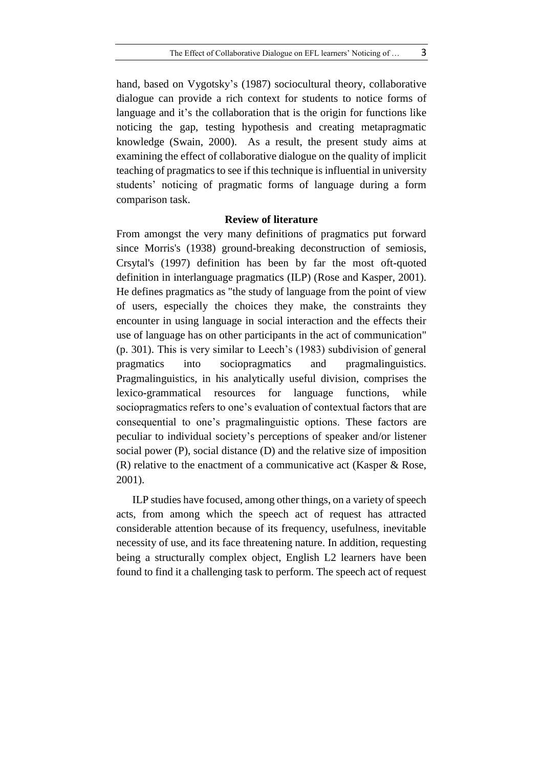hand, based on Vygotsky's (1987) sociocultural theory, collaborative dialogue can provide a rich context for students to notice forms of language and it's the collaboration that is the origin for functions like noticing the gap, testing hypothesis and creating metapragmatic knowledge (Swain, 2000). As a result, the present study aims at examining the effect of collaborative dialogue on the quality of implicit teaching of pragmatics to see if this technique is influential in university students' noticing of pragmatic forms of language during a form comparison task.

## Review of literature

From amongst the very many definitions of pragmatics put forward since Morris's (1938) ground-breaking deconstruction of semiosis, Crsytal's (1997) definition has been by far the most oft-quoted definition in interlanguage pragmatics (ILP) (Rose and Kasper, 2001). He defines pragmatics as "the study of language from the point of view of users, especially the choices they make, the constraints they encounter in using language in social interaction and the effects their use of language has on other participants in the act of communication" (p. 301). This is very similar to Leech's (1983) subdivision of general pragmatics into sociopragmatics and pragmalinguistics. Pragmalinguistics, in his analytically useful division, comprises the lexico-grammatical resources for language functions, while sociopragmatics refers to one's evaluation of contextual factors that are consequential to one's pragmalinguistic options. These factors are peculiar to individual society's perceptions of speaker and/or listener social power (P), social distance (D) and the relative size of imposition (R) relative to the enactment of a communicative act (Kasper & Rose, 2001).

ILP studies have focused, among other things, on a variety of speech acts, from among which the speech act of request has attracted considerable attention because of its frequency, usefulness, inevitable necessity of use, and its face threatening nature. In addition, requesting being a structurally complex object, English L2 learners have been found to find it a challenging task to perform. The speech act of request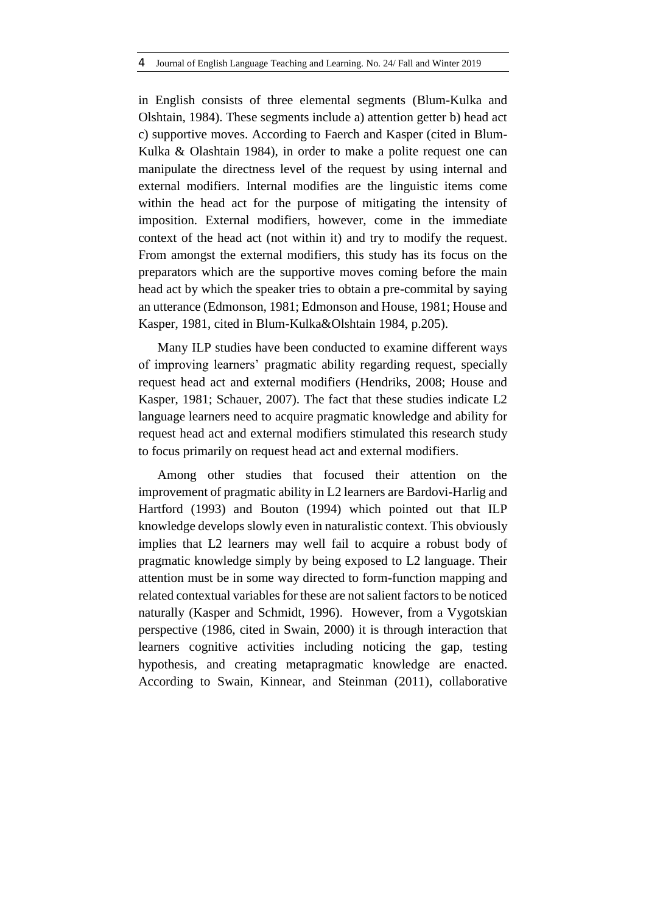in English consists of three elemental segments (Blum-Kulka and Olshtain, 1984). These segments include a) attention getter b) head act c) supportive moves. According to Faerch and Kasper (cited in Blum-Kulka & Olashtain 1984), in order to make a polite request one can manipulate the directness level of the request by using internal and external modifiers. Internal modifies are the linguistic items come within the head act for the purpose of mitigating the intensity of imposition. External modifiers, however, come in the immediate context of the head act (not within it) and try to modify the request. From amongst the external modifiers, this study has its focus on the preparators which are the supportive moves coming before the main head act by which the speaker tries to obtain a pre-commital by saying an utterance (Edmonson, 1981; Edmonson and House, 1981; House and Kasper, 1981, cited in Blum-Kulka&Olshtain 1984, p.205).

Many ILP studies have been conducted to examine different ways of improving learners' pragmatic ability regarding request, specially request head act and external modifiers (Hendriks, 2008; House and Kasper, 1981; Schauer, 2007). The fact that these studies indicate L2 language learners need to acquire pragmatic knowledge and ability for request head act and external modifiers stimulated this research study to focus primarily on request head act and external modifiers.

Among other studies that focused their attention on the improvement of pragmatic ability in L2 learners are Bardovi-Harlig and Hartford (1993) and Bouton (1994) which pointed out that ILP knowledge develops slowly even in naturalistic context. This obviously implies that L2 learners may well fail to acquire a robust body of pragmatic knowledge simply by being exposed to L2 language. Their attention must be in some way directed to form-function mapping and related contextual variables for these are not salient factors to be noticed naturally (Kasper and Schmidt, 1996). However, from a Vygotskian perspective (1986, cited in Swain, 2000) it is through interaction that learners cognitive activities including noticing the gap, testing hypothesis, and creating metapragmatic knowledge are enacted. According to Swain, Kinnear, and Steinman (2011), collaborative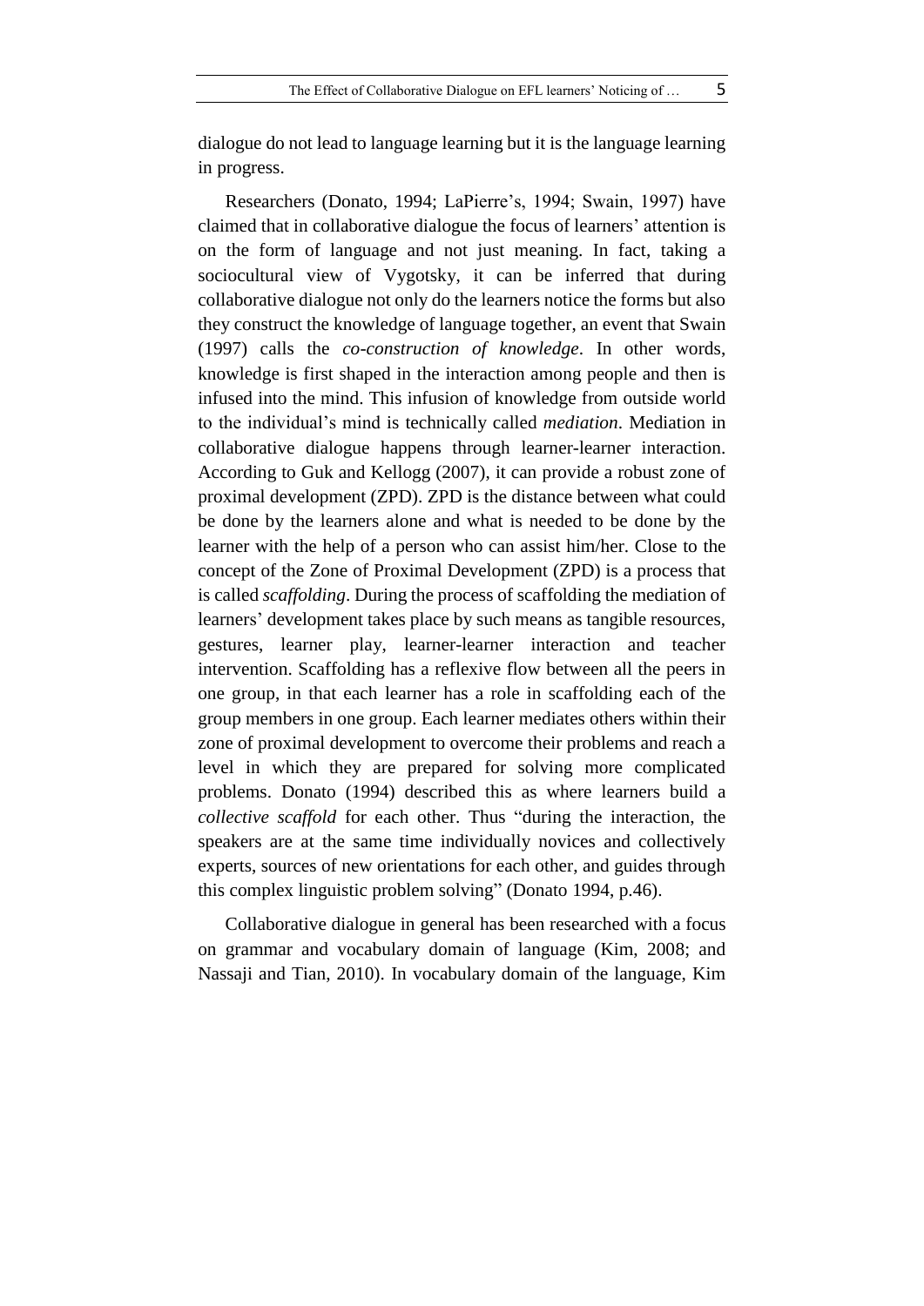dialogue do not lead to language learning but it is the language learning in progress.

Researchers (Donato, 1994; LaPierre's, 1994; Swain, 1997) have claimed that in collaborative dialogue the focus of learners' attention is on the form of language and not just meaning. In fact, taking a sociocultural view of Vygotsky, it can be inferred that during collaborative dialogue not only do the learners notice the forms but also they construct the knowledge of language together, an event that Swain (1997) calls the *co-construction of knowledge*. In other words, knowledge is first shaped in the interaction among people and then is infused into the mind. This infusion of knowledge from outside world to the individual's mind is technically called *mediation*. Mediation in collaborative dialogue happens through learner-learner interaction. According to Guk and Kellogg (2007), it can provide a robust zone of proximal development (ZPD). ZPD is the distance between what could be done by the learners alone and what is needed to be done by the learner with the help of a person who can assist him/her. Close to the concept of the Zone of Proximal Development (ZPD) is a process that is called *scaffolding*. During the process of scaffolding the mediation of learners' development takes place by such means as tangible resources, gestures, learner play, learner-learner interaction and teacher intervention. Scaffolding has a reflexive flow between all the peers in one group, in that each learner has a role in scaffolding each of the group members in one group. Each learner mediates others within their zone of proximal development to overcome their problems and reach a level in which they are prepared for solving more complicated problems. Donato (1994) described this as where learners build a *collective scaffold* for each other. Thus "during the interaction, the speakers are at the same time individually novices and collectively experts, sources of new orientations for each other, and guides through this complex linguistic problem solving" (Donato 1994, p.46).

Collaborative dialogue in general has been researched with a focus on grammar and vocabulary domain of language (Kim, 2008; and Nassaji and Tian, 2010). In vocabulary domain of the language, Kim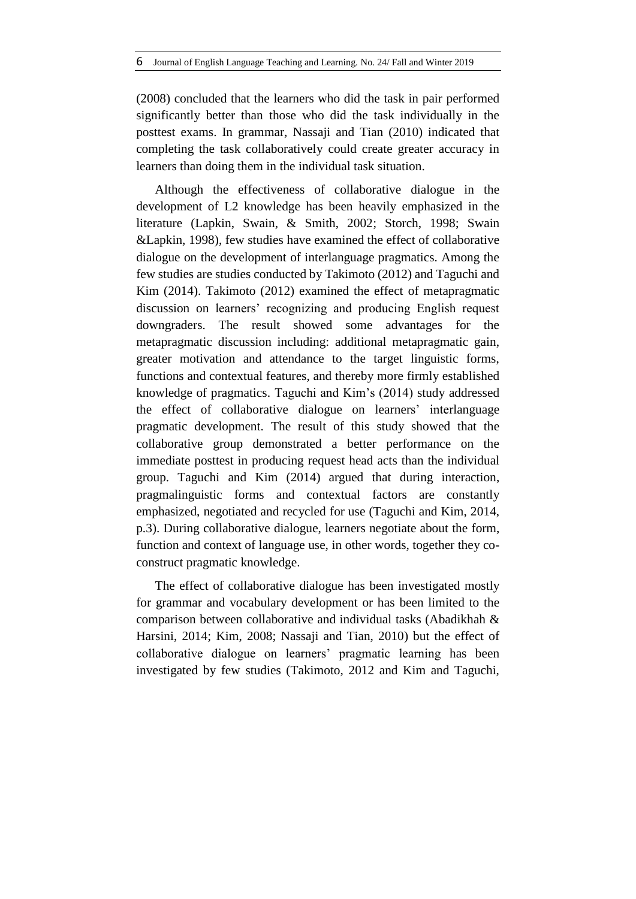(2008) concluded that the learners who did the task in pair performed significantly better than those who did the task individually in the posttest exams. In grammar, Nassaji and Tian (2010) indicated that completing the task collaboratively could create greater accuracy in learners than doing them in the individual task situation.

Although the effectiveness of collaborative dialogue in the development of L2 knowledge has been heavily emphasized in the literature (Lapkin, Swain, & Smith, 2002; Storch, 1998; Swain &Lapkin, 1998), few studies have examined the effect of collaborative dialogue on the development of interlanguage pragmatics. Among the few studies are studies conducted by Takimoto (2012) and Taguchi and Kim (2014). Takimoto (2012) examined the effect of metapragmatic discussion on learners' recognizing and producing English request downgraders. The result showed some advantages for the metapragmatic discussion including: additional metapragmatic gain, greater motivation and attendance to the target linguistic forms, functions and contextual features, and thereby more firmly established knowledge of pragmatics. Taguchi and Kim's (2014) study addressed the effect of collaborative dialogue on learners' interlanguage pragmatic development. The result of this study showed that the collaborative group demonstrated a better performance on the immediate posttest in producing request head acts than the individual group. Taguchi and Kim (2014) argued that during interaction, pragmalinguistic forms and contextual factors are constantly emphasized, negotiated and recycled for use (Taguchi and Kim, 2014, p.3). During collaborative dialogue, learners negotiate about the form, function and context of language use, in other words, together they co-construct pragmatic knowledge.

The effect of collaborative dialogue has been investigated mostly for grammar and vocabulary development or has been limited to the comparison between collaborative and individual tasks (Abadikhah & Harsini, 2014; Kim, 2008; Nassaji and Tian, 2010) but the effect of collaborative dialogue on learners' pragmatic learning has been investigated by few studies (Takimoto, 2012 and Kim and Taguchi,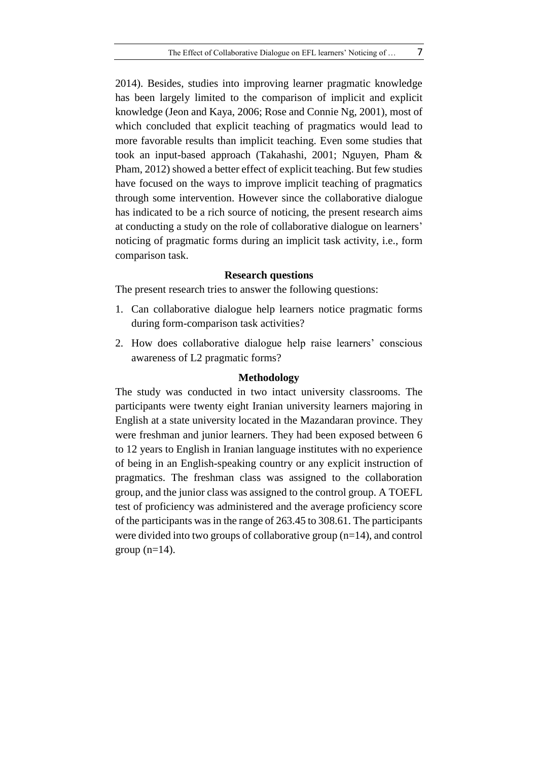2014). Besides, studies into improving learner pragmatic knowledge has been largely limited to the comparison of implicit and explicit knowledge (Jeon and Kaya, 2006; Rose and Connie Ng, 2001), most of which concluded that explicit teaching of pragmatics would lead to more favorable results than implicit teaching. Even some studies that took an input-based approach (Takahashi, 2001; Nguyen, Pham & Pham, 2012) showed a better effect of explicit teaching. But few studies have focused on the ways to improve implicit teaching of pragmatics through some intervention. However since the collaborative dialogue has indicated to be a rich source of noticing, the present research aims at conducting a study on the role of collaborative dialogue on learners' noticing of pragmatic forms during an implicit task activity, i.e., form comparison task.

## Research questions

The present research tries to answer the following questions:

1. Can collaborative dialogue help learners notice pragmatic forms during form-comparison task activities?
2. How does collaborative dialogue help raise learners' conscious awareness of L2 pragmatic forms?

## Methodology

The study was conducted in two intact university classrooms. The participants were twenty eight Iranian university learners majoring in English at a state university located in the Mazandaran province. They were freshman and junior learners. They had been exposed between 6 to 12 years to English in Iranian language institutes with no experience of being in an English-speaking country or any explicit instruction of pragmatics. The freshman class was assigned to the collaboration group, and the junior class was assigned to the control group. A TOEFL test of proficiency was administered and the average proficiency score of the participants was in the range of 263.45 to 308.61. The participants were divided into two groups of collaborative group (n=14), and control group (n=14).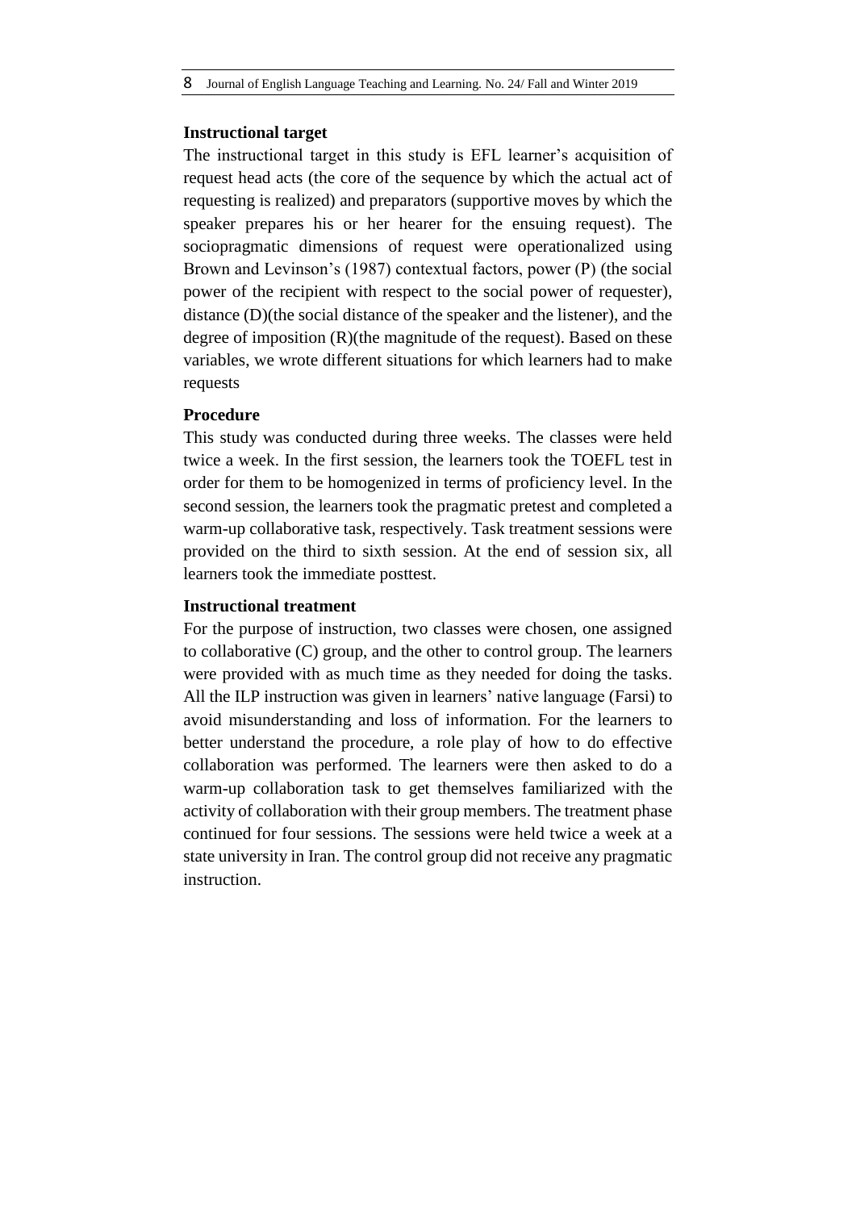### Instructional target

The instructional target in this study is EFL learner's acquisition of request head acts (the core of the sequence by which the actual act of requesting is realized) and preparators (supportive moves by which the speaker prepares his or her hearer for the ensuing request). The sociopragmatic dimensions of request were operationalized using Brown and Levinson's (1987) contextual factors, power (P) (the social power of the recipient with respect to the social power of requester), distance (D)(the social distance of the speaker and the listener), and the degree of imposition (R)(the magnitude of the request). Based on these variables, we wrote different situations for which learners had to make requests

### Procedure

This study was conducted during three weeks. The classes were held twice a week. In the first session, the learners took the TOEFL test in order for them to be homogenized in terms of proficiency level. In the second session, the learners took the pragmatic pretest and completed a warm-up collaborative task, respectively. Task treatment sessions were provided on the third to sixth session. At the end of session six, all learners took the immediate posttest.

### Instructional treatment

For the purpose of instruction, two classes were chosen, one assigned to collaborative (C) group, and the other to control group. The learners were provided with as much time as they needed for doing the tasks. All the ILP instruction was given in learners' native language (Farsi) to avoid misunderstanding and loss of information. For the learners to better understand the procedure, a role play of how to do effective collaboration was performed. The learners were then asked to do a warm-up collaboration task to get themselves familiarized with the activity of collaboration with their group members. The treatment phase continued for four sessions. The sessions were held twice a week at a state university in Iran. The control group did not receive any pragmatic instruction.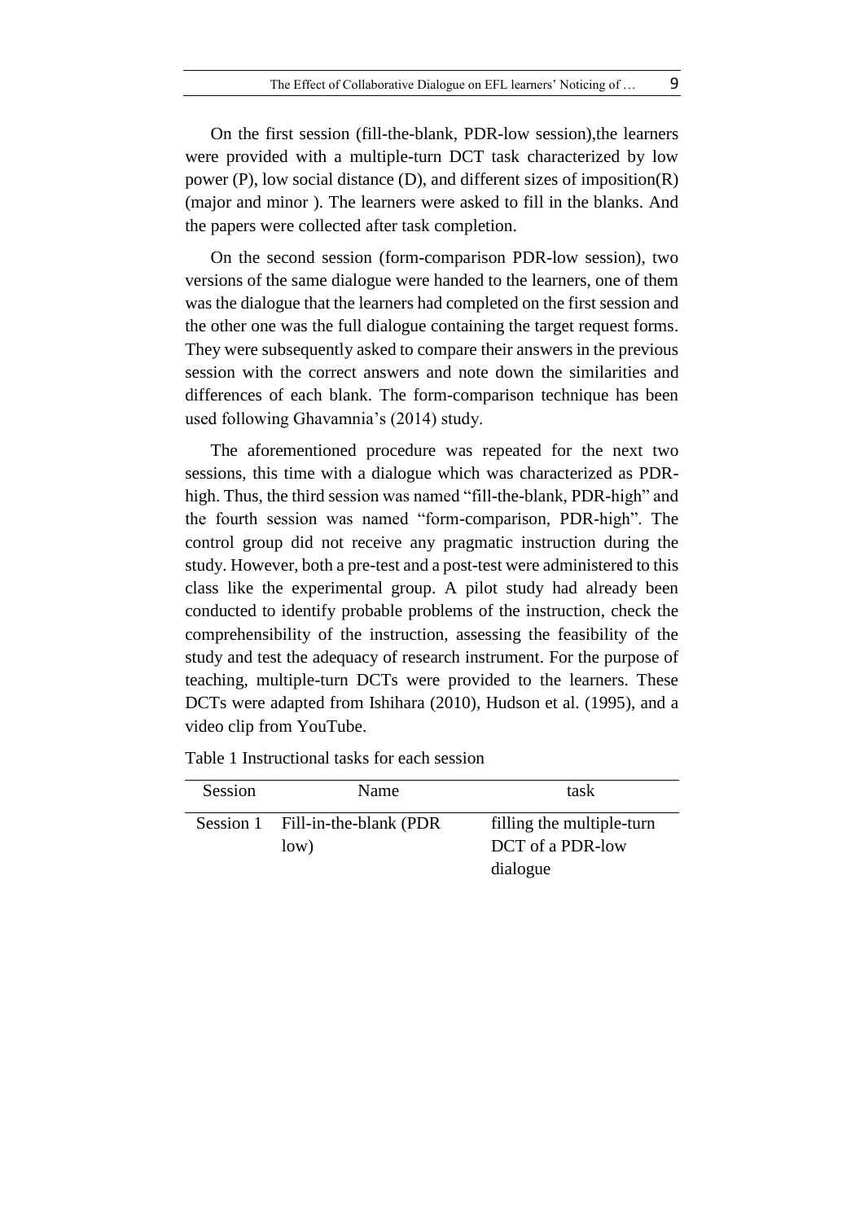On the first session (fill-the-blank, PDR-low session),the learners were provided with a multiple-turn DCT task characterized by low power (P), low social distance (D), and different sizes of imposition(R) (major and minor ). The learners were asked to fill in the blanks. And the papers were collected after task completion.

On the second session (form-comparison PDR-low session), two versions of the same dialogue were handed to the learners, one of them was the dialogue that the learners had completed on the first session and the other one was the full dialogue containing the target request forms. They were subsequently asked to compare their answers in the previous session with the correct answers and note down the similarities and differences of each blank. The form-comparison technique has been used following Ghavamnia's (2014) study.

The aforementioned procedure was repeated for the next two sessions, this time with a dialogue which was characterized as PDR-high. Thus, the third session was named "fill-the-blank, PDR-high" and the fourth session was named "form-comparison, PDR-high". The control group did not receive any pragmatic instruction during the study. However, both a pre-test and a post-test were administered to this class like the experimental group. A pilot study had already been conducted to identify probable problems of the instruction, check the comprehensibility of the instruction, assessing the feasibility of the study and test the adequacy of research instrument. For the purpose of teaching, multiple-turn DCTs were provided to the learners. These DCTs were adapted from Ishihara (2010), Hudson et al. (1995), and a video clip from YouTube.

Table 1 Instructional tasks for each session

| Session | Name | task |
|---|---|---|
| Session 1 | Fill-in-the-blank (PDR low) | filling the multiple-turn DCT of a PDR-low dialogue |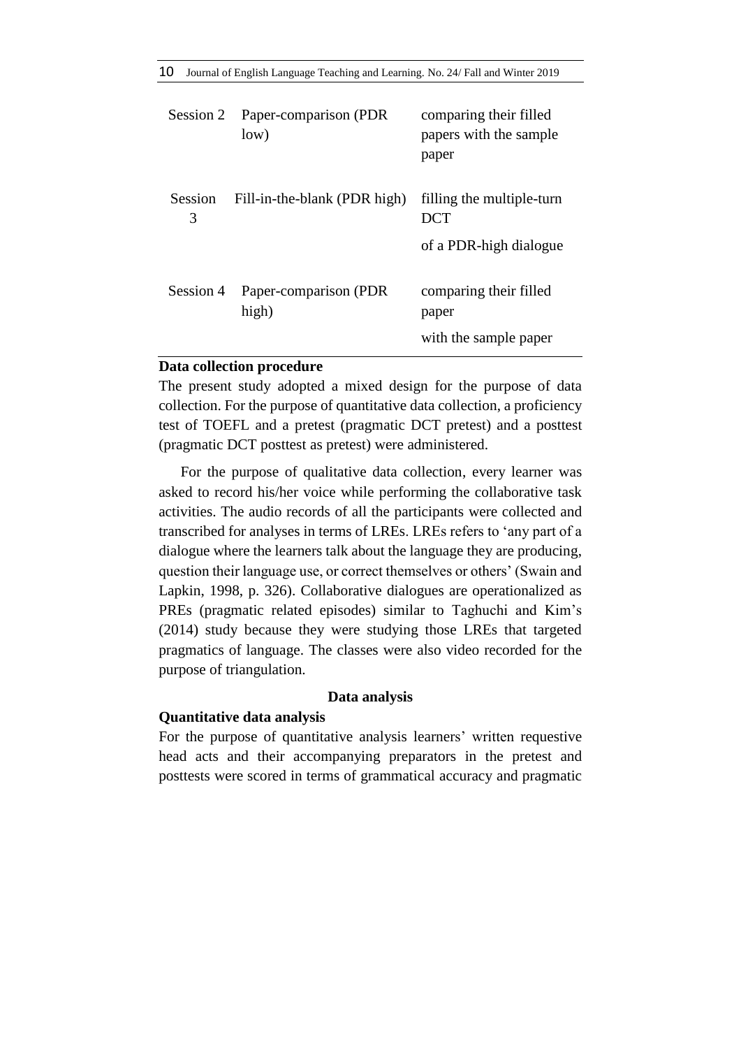| | | |
|---|---|---|
| Session 2 | Paper-comparison (PDR low) | comparing their filled papers with the sample paper |
| Session 3 | Fill-in-the-blank (PDR high) | filling the multiple-turn DCT of a PDR-high dialogue |
| Session 4 | Paper-comparison (PDR high) | comparing their filled paper with the sample paper |

**Data collection procedure**

The present study adopted a mixed design for the purpose of data collection. For the purpose of quantitative data collection, a proficiency test of TOEFL and a pretest (pragmatic DCT pretest) and a posttest (pragmatic DCT posttest as pretest) were administered.

For the purpose of qualitative data collection, every learner was asked to record his/her voice while performing the collaborative task activities. The audio records of all the participants were collected and transcribed for analyses in terms of LREs. LREs refers to 'any part of a dialogue where the learners talk about the language they are producing, question their language use, or correct themselves or others' (Swain and Lapkin, 1998, p. 326). Collaborative dialogues are operationalized as PREs (pragmatic related episodes) similar to Taghuchi and Kim's (2014) study because they were studying those LREs that targeted pragmatics of language. The classes were also video recorded for the purpose of triangulation.

## Data analysis

**Quantitative data analysis**

For the purpose of quantitative analysis learners' written requestive head acts and their accompanying preparators in the pretest and posttests were scored in terms of grammatical accuracy and pragmatic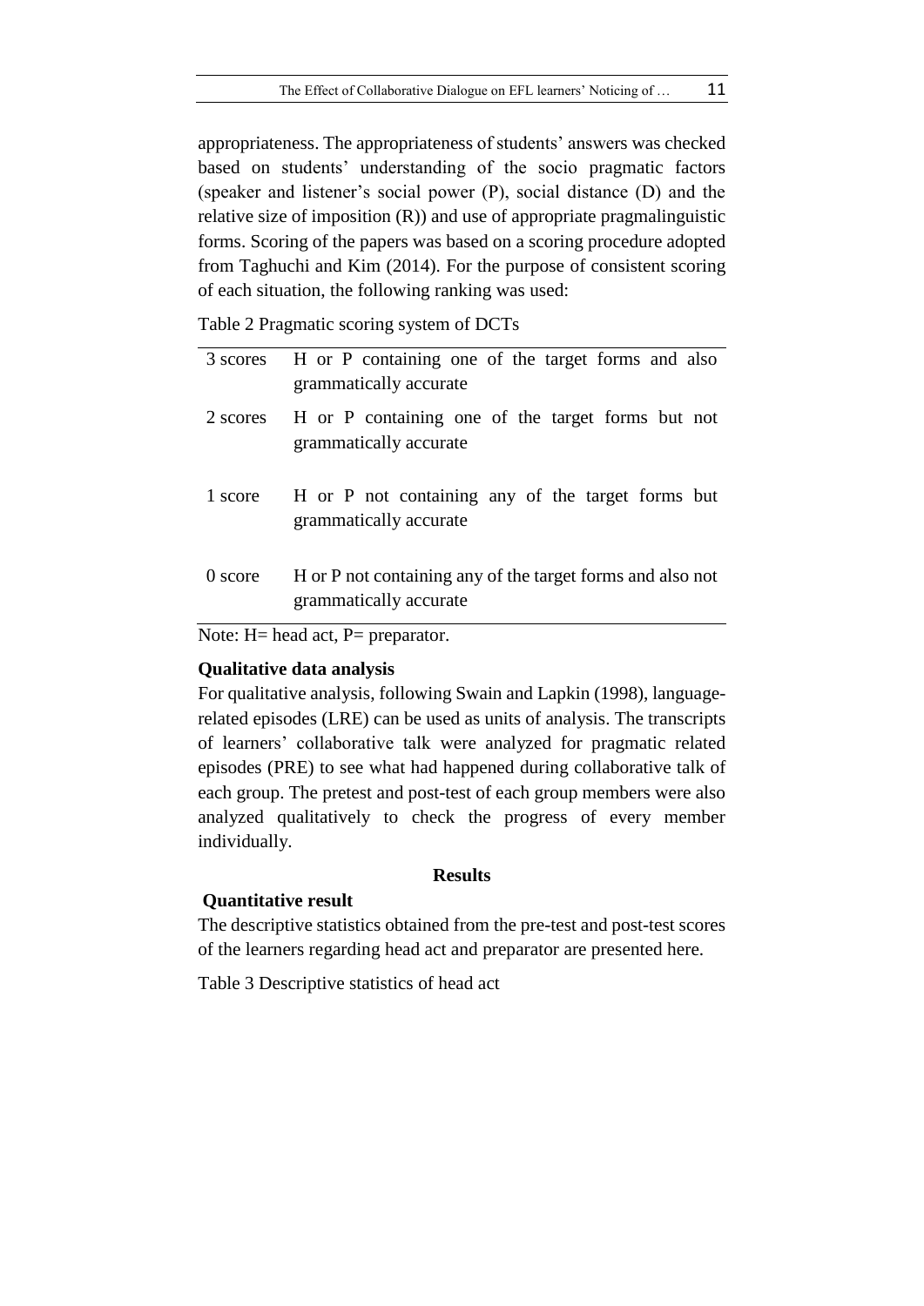appropriateness. The appropriateness of students' answers was checked based on students' understanding of the socio pragmatic factors (speaker and listener's social power (P), social distance (D) and the relative size of imposition (R)) and use of appropriate pragmalinguistic forms. Scoring of the papers was based on a scoring procedure adopted from Taghuchi and Kim (2014). For the purpose of consistent scoring of each situation, the following ranking was used:

Table 2 Pragmatic scoring system of DCTs

| | |
|---|---|
| 3 scores | H or P containing one of the target forms and also grammatically accurate |
| 2 scores | H or P containing one of the target forms but not grammatically accurate |
| 1 score | H or P not containing any of the target forms but grammatically accurate |
| 0 score | H or P not containing any of the target forms and also not grammatically accurate |

Note: H= head act, P= preparator.

### Qualitative data analysis

For qualitative analysis, following Swain and Lapkin (1998), language-related episodes (LRE) can be used as units of analysis. The transcripts of learners' collaborative talk were analyzed for pragmatic related episodes (PRE) to see what had happened during collaborative talk of each group. The pretest and post-test of each group members were also analyzed qualitatively to check the progress of every member individually.

## Results

### Quantitative result

The descriptive statistics obtained from the pre-test and post-test scores of the learners regarding head act and preparator are presented here.

Table 3 Descriptive statistics of head act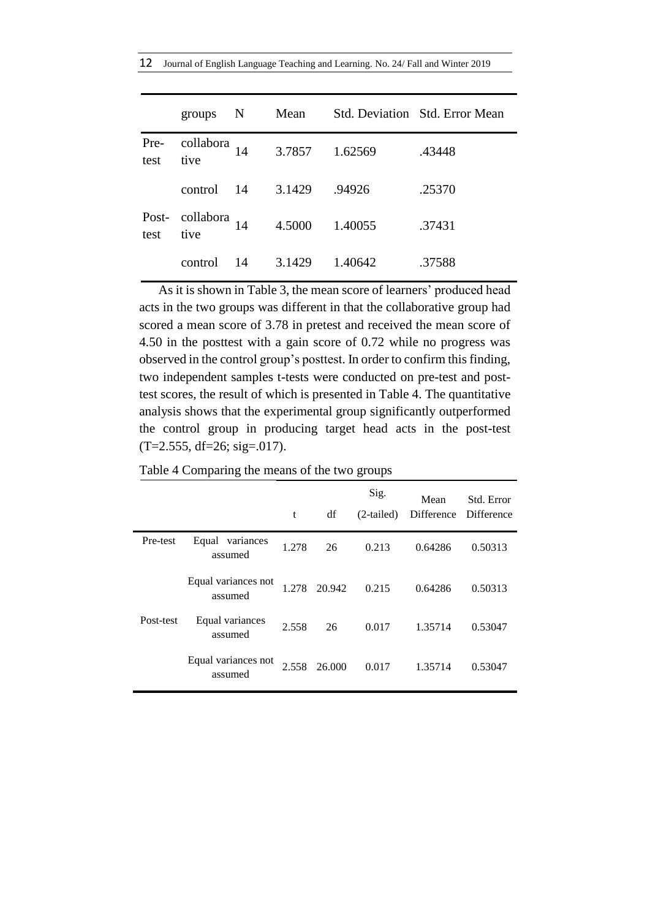| | groups | N | Mean | Std. Deviation | Std. Error Mean |
|---|---|---|---|---|---|
| Pre-test | collaborative | 14 | 3.7857 | 1.62569 | .43448 |
| | control | 14 | 3.1429 | .94926 | .25370 |
| Post-test | collaborative | 14 | 4.5000 | 1.40055 | .37431 |
| | control | 14 | 3.1429 | 1.40642 | .37588 |

As it is shown in Table 3, the mean score of learners' produced head acts in the two groups was different in that the collaborative group had scored a mean score of 3.78 in pretest and received the mean score of 4.50 in the posttest with a gain score of 0.72 while no progress was observed in the control group's posttest. In order to confirm this finding, two independent samples t-tests were conducted on pre-test and post-test scores, the result of which is presented in Table 4. The quantitative analysis shows that the experimental group significantly outperformed the control group in producing target head acts in the post-test (T=2.555, df=26; sig=.017).

Table 4 Comparing the means of the two groups

| | | t | df | Sig. (2-tailed) | Mean Difference | Std. Error Difference |
|---|---|---|---|---|---|---|
| Pre-test | Equal variances assumed | 1.278 | 26 | 0.213 | 0.64286 | 0.50313 |
| | Equal variances not assumed | 1.278 | 20.942 | 0.215 | 0.64286 | 0.50313 |
| Post-test | Equal variances assumed | 2.558 | 26 | 0.017 | 1.35714 | 0.53047 |
| | Equal variances not assumed | 2.558 | 26.000 | 0.017 | 1.35714 | 0.53047 |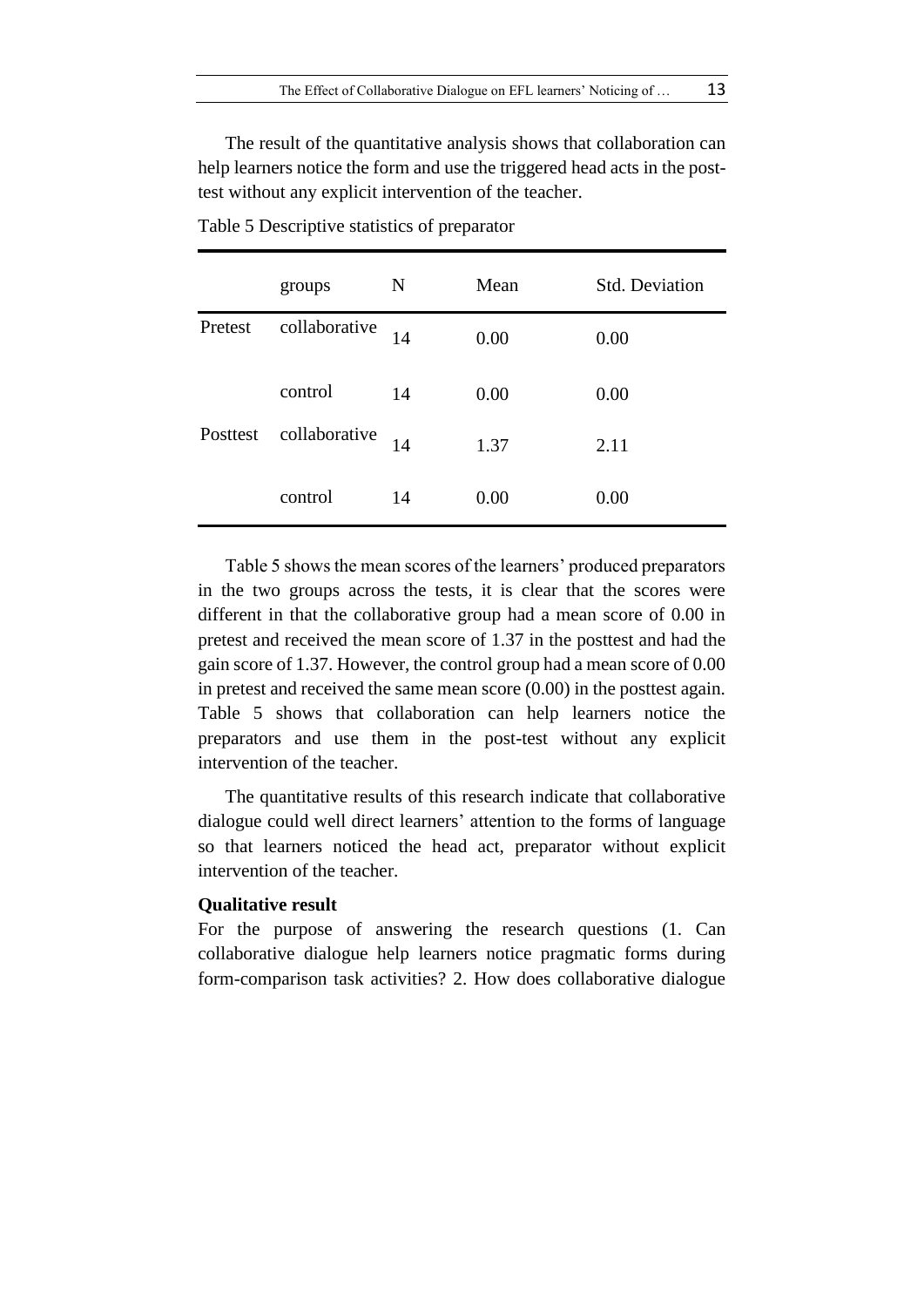The result of the quantitative analysis shows that collaboration can help learners notice the form and use the triggered head acts in the post-test without any explicit intervention of the teacher.

Table 5 Descriptive statistics of preparator

| | groups | N | Mean | Std. Deviation |
|---|---|---|---|---|
| Pretest | collaborative | 14 | 0.00 | 0.00 |
| | control | 14 | 0.00 | 0.00 |
| Posttest | collaborative | 14 | 1.37 | 2.11 |
| | control | 14 | 0.00 | 0.00 |

Table 5 shows the mean scores of the learners' produced preparators in the two groups across the tests, it is clear that the scores were different in that the collaborative group had a mean score of 0.00 in pretest and received the mean score of 1.37 in the posttest and had the gain score of 1.37. However, the control group had a mean score of 0.00 in pretest and received the same mean score (0.00) in the posttest again. Table 5 shows that collaboration can help learners notice the preparators and use them in the post-test without any explicit intervention of the teacher.

The quantitative results of this research indicate that collaborative dialogue could well direct learners' attention to the forms of language so that learners noticed the head act, preparator without explicit intervention of the teacher.

**Qualitative result**

For the purpose of answering the research questions (1. Can collaborative dialogue help learners notice pragmatic forms during form-comparison task activities? 2. How does collaborative dialogue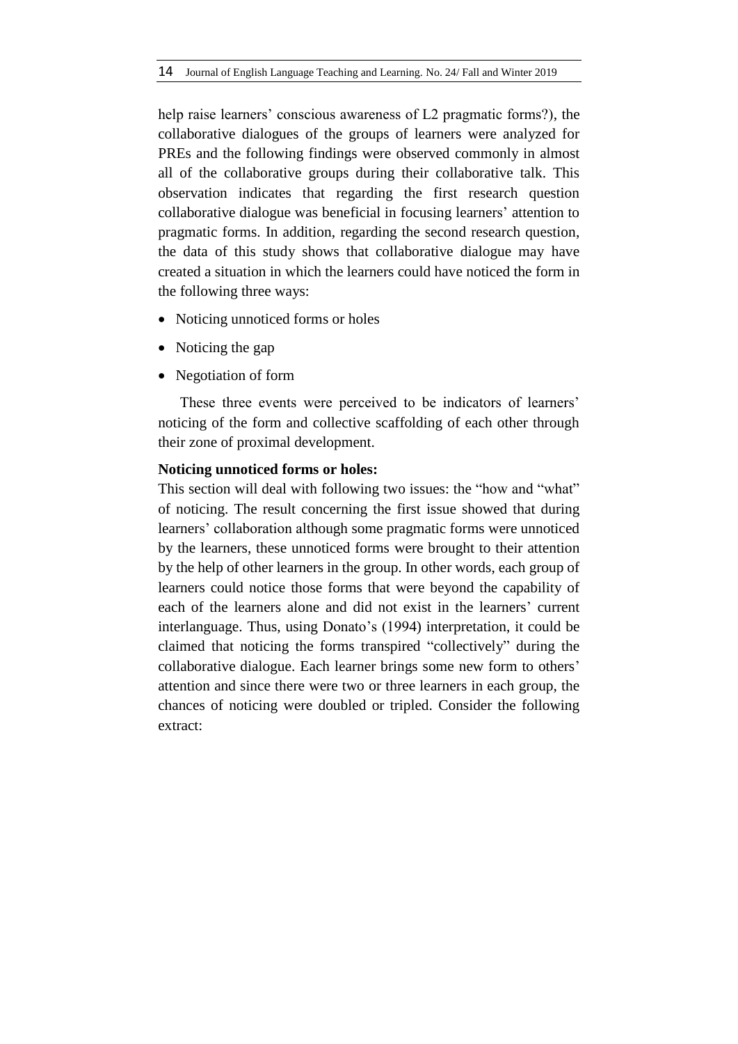help raise learners' conscious awareness of L2 pragmatic forms?), the collaborative dialogues of the groups of learners were analyzed for PREs and the following findings were observed commonly in almost all of the collaborative groups during their collaborative talk. This observation indicates that regarding the first research question collaborative dialogue was beneficial in focusing learners' attention to pragmatic forms. In addition, regarding the second research question, the data of this study shows that collaborative dialogue may have created a situation in which the learners could have noticed the form in the following three ways:

- Noticing unnoticed forms or holes
- Noticing the gap
- Negotiation of form

These three events were perceived to be indicators of learners' noticing of the form and collective scaffolding of each other through their zone of proximal development.

**Noticing unnoticed forms or holes:**

This section will deal with following two issues: the "how and "what" of noticing. The result concerning the first issue showed that during learners' collaboration although some pragmatic forms were unnoticed by the learners, these unnoticed forms were brought to their attention by the help of other learners in the group. In other words, each group of learners could notice those forms that were beyond the capability of each of the learners alone and did not exist in the learners' current interlanguage. Thus, using Donato's (1994) interpretation, it could be claimed that noticing the forms transpired "collectively" during the collaborative dialogue. Each learner brings some new form to others' attention and since there were two or three learners in each group, the chances of noticing were doubled or tripled. Consider the following extract: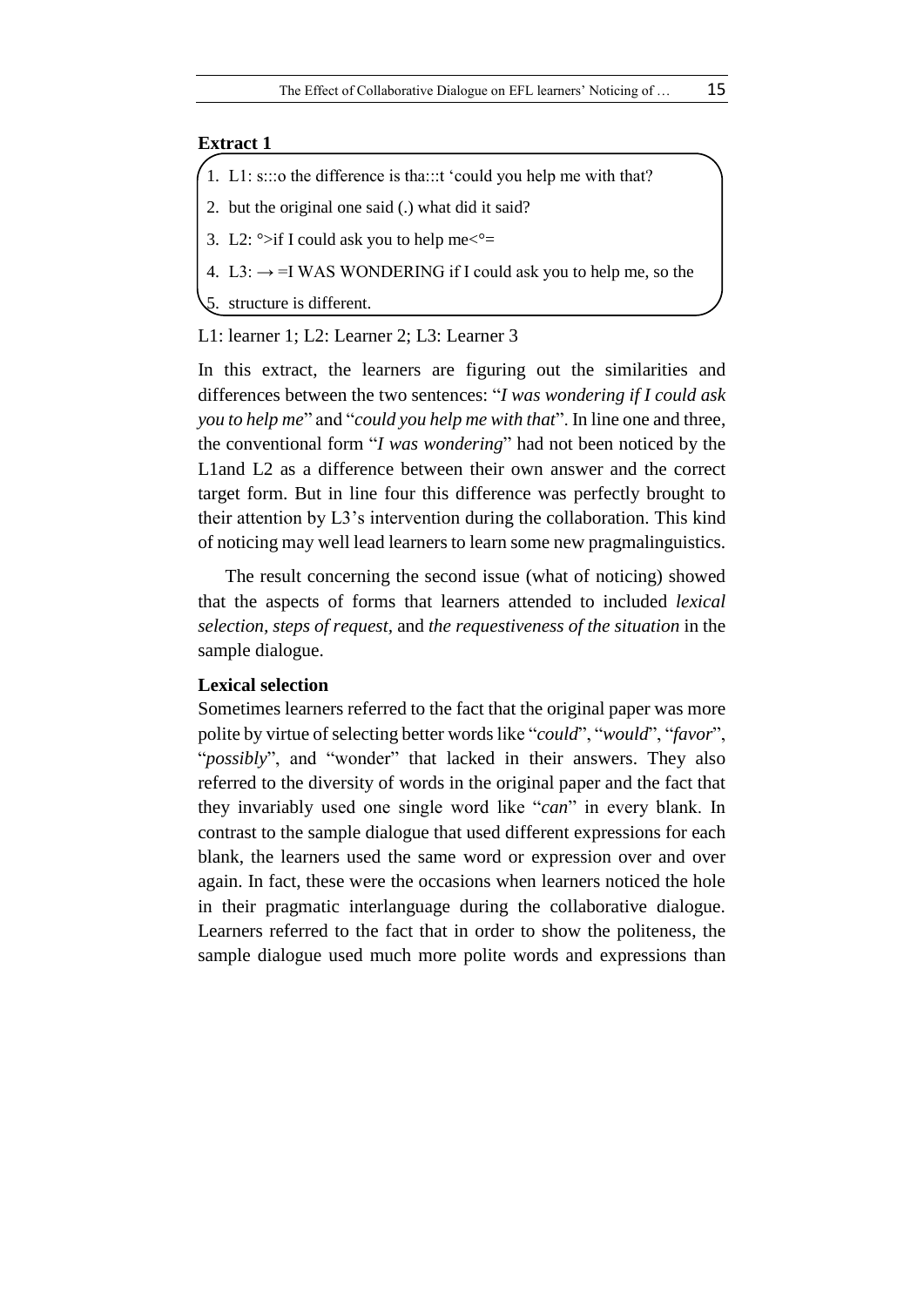**Extract 1**

1. L1: s:::o the difference is tha:::t 'could you help me with that?
2. but the original one said (.) what did it said?
3. L2: °>if I could ask you to help me<°=
4. L3: → =I WAS WONDERING if I could ask you to help me, so the
5. structure is different.

L1: learner 1; L2: Learner 2; L3: Learner 3

In this extract, the learners are figuring out the similarities and differences between the two sentences: "*I was wondering if I could ask you to help me*" and "*could you help me with that*". In line one and three, the conventional form "*I was wondering*" had not been noticed by the L1and L2 as a difference between their own answer and the correct target form. But in line four this difference was perfectly brought to their attention by L3's intervention during the collaboration. This kind of noticing may well lead learners to learn some new pragmalinguistics.

The result concerning the second issue (what of noticing) showed that the aspects of forms that learners attended to included *lexical selection, steps of request,* and *the requestiveness of the situation* in the sample dialogue.

**Lexical selection**

Sometimes learners referred to the fact that the original paper was more polite by virtue of selecting better words like "*could*", "*would*", "*favor*", "*possibly*", and "wonder" that lacked in their answers. They also referred to the diversity of words in the original paper and the fact that they invariably used one single word like "*can*" in every blank. In contrast to the sample dialogue that used different expressions for each blank, the learners used the same word or expression over and over again. In fact, these were the occasions when learners noticed the hole in their pragmatic interlanguage during the collaborative dialogue. Learners referred to the fact that in order to show the politeness, the sample dialogue used much more polite words and expressions than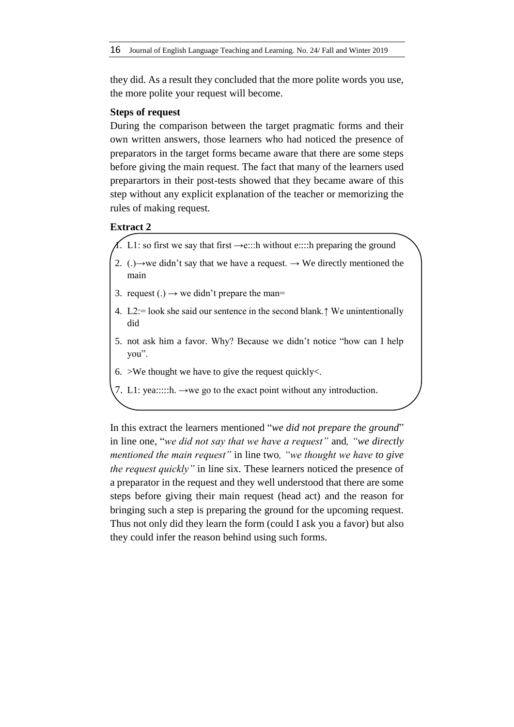they did. As a result they concluded that the more polite words you use, the more polite your request will become.

**Steps of request**

During the comparison between the target pragmatic forms and their own written answers, those learners who had noticed the presence of preparators in the target forms became aware that there are some steps before giving the main request. The fact that many of the learners used preparartors in their post-tests showed that they became aware of this step without any explicit explanation of the teacher or memorizing the rules of making request.

**Extract 2**

1. L1: so first we say that first →e:::h without e::::h preparing the ground
2. (.)→we didn't say that we have a request. → We directly mentioned the main
3. request (.) → we didn't prepare the man=
4. L2:= look she said our sentence in the second blank.↑ We unintentionally did
5. not ask him a favor. Why? Because we didn't notice "how can I help you".
6. >We thought we have to give the request quickly<.
7. L1: yea:::::h. →we go to the exact point without any introduction.

In this extract the learners mentioned "*we did not prepare the ground*" in line one, "*we did not say that we have a request"* and*, "we directly mentioned the main request"* in line two*, "we thought we have to give the request quickly"* in line six. These learners noticed the presence of a preparator in the request and they well understood that there are some steps before giving their main request (head act) and the reason for bringing such a step is preparing the ground for the upcoming request. Thus not only did they learn the form (could I ask you a favor) but also they could infer the reason behind using such forms.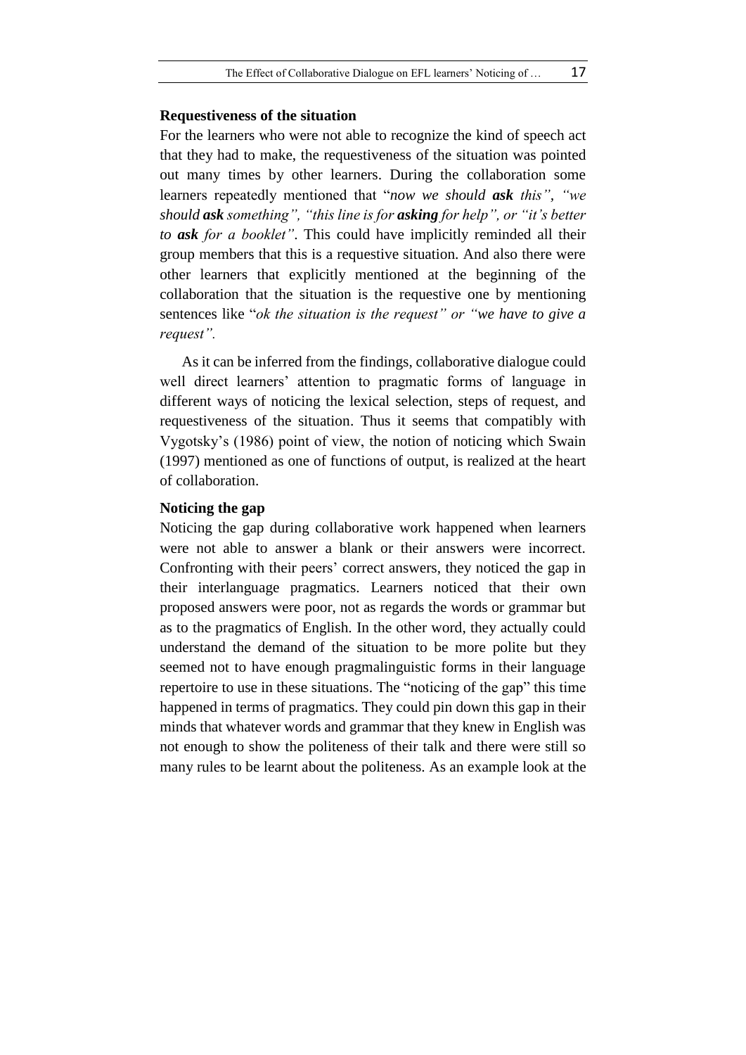**Requestiveness of the situation**

For the learners who were not able to recognize the kind of speech act that they had to make, the requestiveness of the situation was pointed out many times by other learners. During the collaboration some learners repeatedly mentioned that "*now we should **ask** this", "we should **ask** something", "this line is for **asking** for help", or "it's better to **ask** for a booklet"*. This could have implicitly reminded all their group members that this is a requestive situation. And also there were other learners that explicitly mentioned at the beginning of the collaboration that the situation is the requestive one by mentioning sentences like "*ok the situation is the request" or "we have to give a request".*

As it can be inferred from the findings, collaborative dialogue could well direct learners' attention to pragmatic forms of language in different ways of noticing the lexical selection, steps of request, and requestiveness of the situation. Thus it seems that compatibly with Vygotsky's (1986) point of view, the notion of noticing which Swain (1997) mentioned as one of functions of output, is realized at the heart of collaboration.

**Noticing the gap**

Noticing the gap during collaborative work happened when learners were not able to answer a blank or their answers were incorrect. Confronting with their peers' correct answers, they noticed the gap in their interlanguage pragmatics. Learners noticed that their own proposed answers were poor, not as regards the words or grammar but as to the pragmatics of English. In the other word, they actually could understand the demand of the situation to be more polite but they seemed not to have enough pragmalinguistic forms in their language repertoire to use in these situations. The "noticing of the gap" this time happened in terms of pragmatics. They could pin down this gap in their minds that whatever words and grammar that they knew in English was not enough to show the politeness of their talk and there were still so many rules to be learnt about the politeness. As an example look at the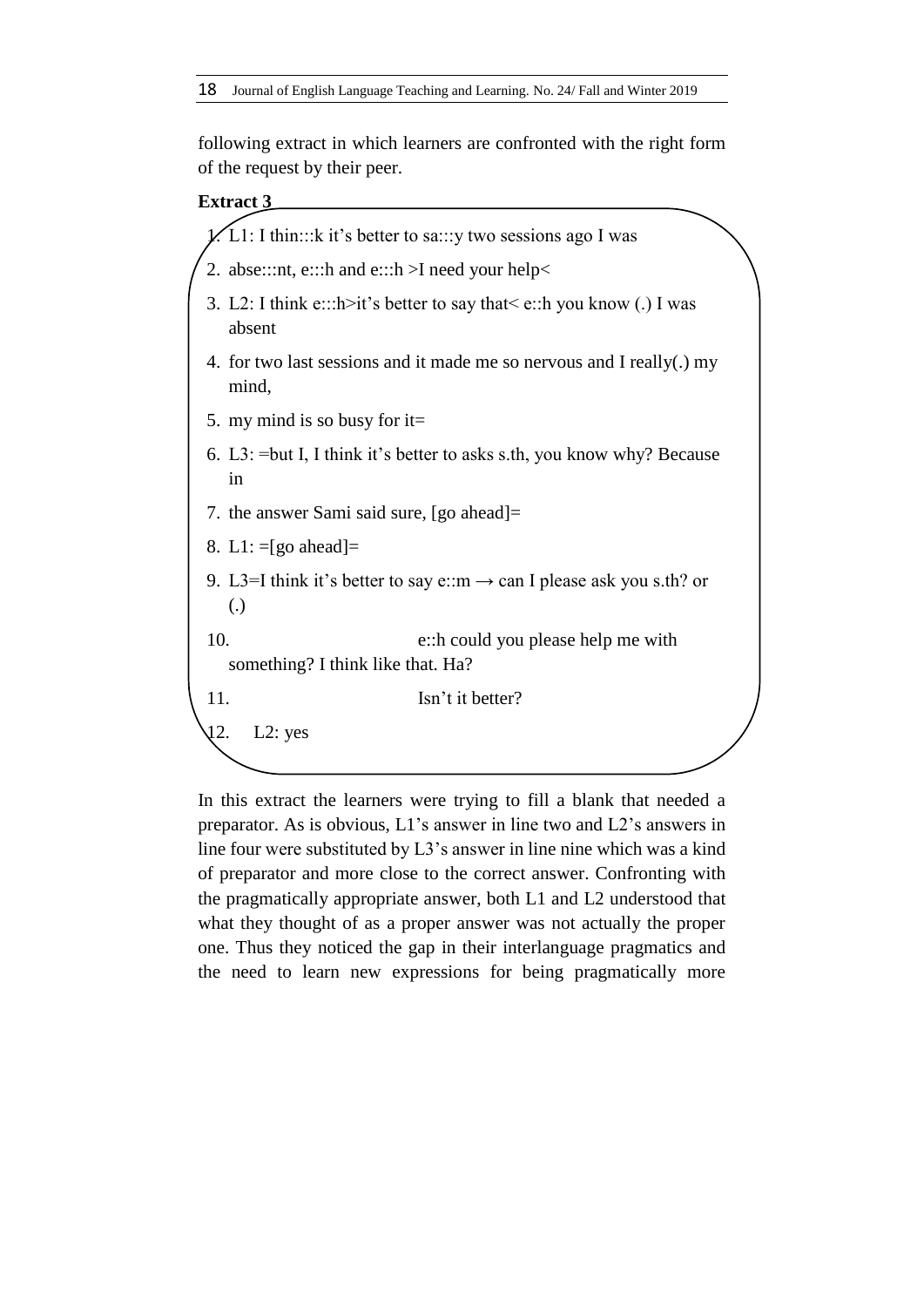following extract in which learners are confronted with the right form of the request by their peer.

**Extract 3**

1. L1: I thin:::k it's better to sa:::y two sessions ago I was
2. abse:::nt, e:::h and e:::h >I need your help<
3. L2: I think e:::h>it's better to say that< e::h you know (.) I was absent
4. for two last sessions and it made me so nervous and I really(.) my mind,
5. my mind is so busy for it=
6. L3: =but I, I think it's better to asks s.th, you know why? Because in
7. the answer Sami said sure, [go ahead]=
8. L1: =[go ahead]=
9. L3=I think it's better to say e::m → can I please ask you s.th? or (.)
10. e::h could you please help me with something? I think like that. Ha?
11. Isn't it better?
12. L2: yes

In this extract the learners were trying to fill a blank that needed a preparator. As is obvious, L1's answer in line two and L2's answers in line four were substituted by L3's answer in line nine which was a kind of preparator and more close to the correct answer. Confronting with the pragmatically appropriate answer, both L1 and L2 understood that what they thought of as a proper answer was not actually the proper one. Thus they noticed the gap in their interlanguage pragmatics and the need to learn new expressions for being pragmatically more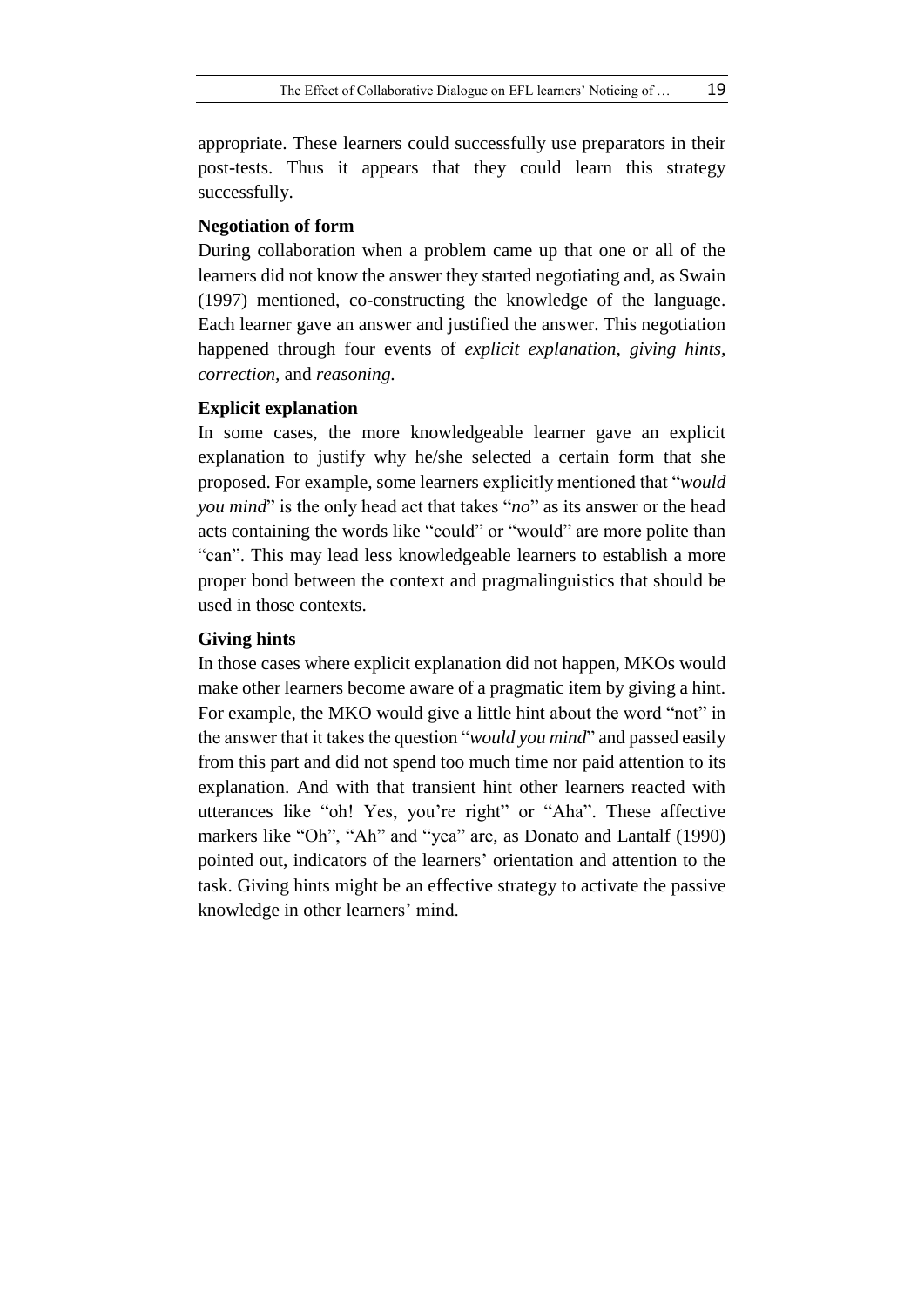appropriate. These learners could successfully use preparators in their post-tests. Thus it appears that they could learn this strategy successfully.

### Negotiation of form

During collaboration when a problem came up that one or all of the learners did not know the answer they started negotiating and, as Swain (1997) mentioned, co-constructing the knowledge of the language. Each learner gave an answer and justified the answer. This negotiation happened through four events of *explicit explanation, giving hints, correction,* and *reasoning.*

### Explicit explanation

In some cases, the more knowledgeable learner gave an explicit explanation to justify why he/she selected a certain form that she proposed. For example, some learners explicitly mentioned that "*would you mind*" is the only head act that takes "*no*" as its answer or the head acts containing the words like "could" or "would" are more polite than "can". This may lead less knowledgeable learners to establish a more proper bond between the context and pragmalinguistics that should be used in those contexts.

### Giving hints

In those cases where explicit explanation did not happen, MKOs would make other learners become aware of a pragmatic item by giving a hint. For example, the MKO would give a little hint about the word "not" in the answer that it takes the question "*would you mind*" and passed easily from this part and did not spend too much time nor paid attention to its explanation. And with that transient hint other learners reacted with utterances like "oh! Yes, you're right" or "Aha". These affective markers like "Oh", "Ah" and "yea" are, as Donato and Lantalf (1990) pointed out, indicators of the learners' orientation and attention to the task. Giving hints might be an effective strategy to activate the passive knowledge in other learners' mind.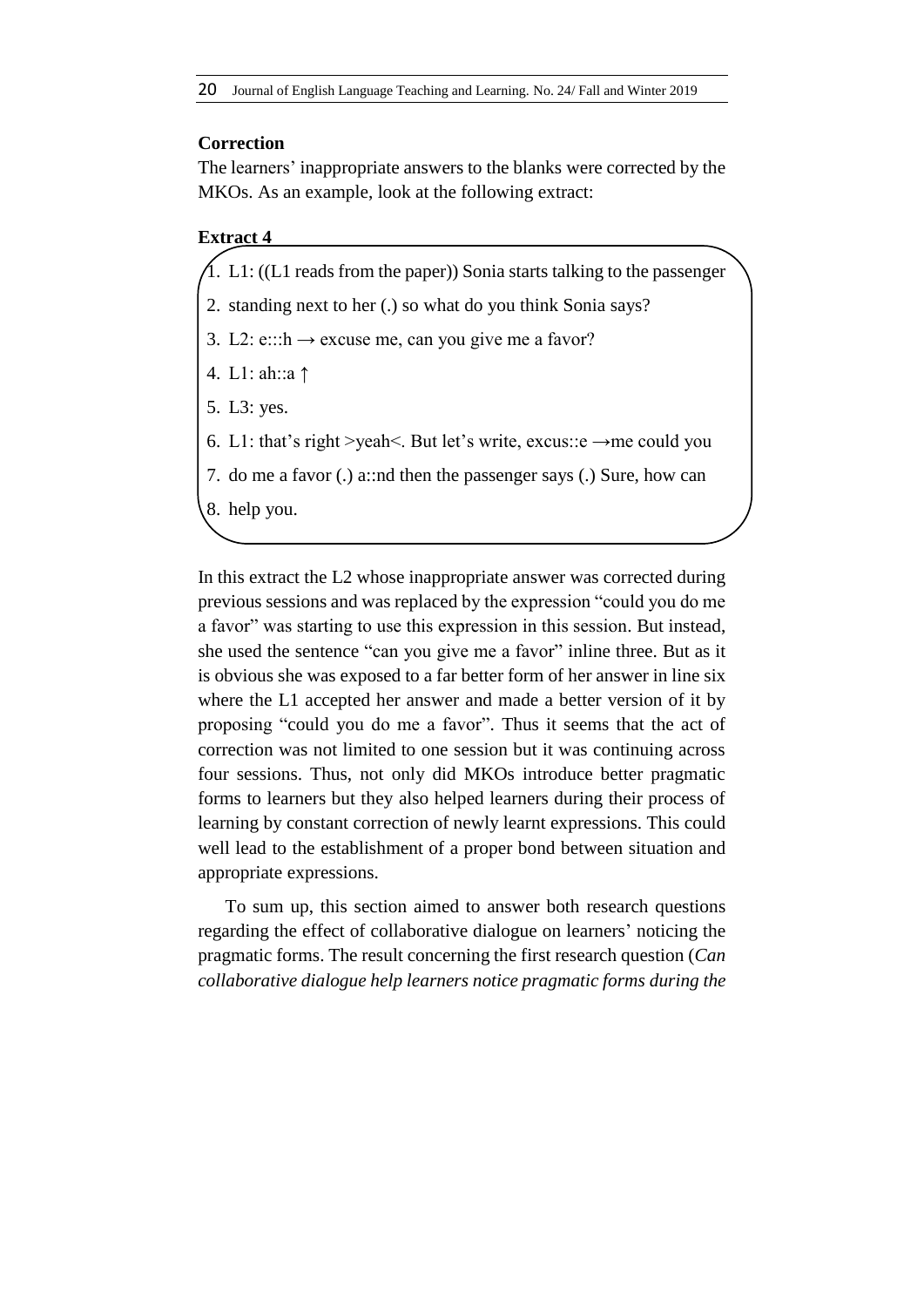### Correction

The learners' inappropriate answers to the blanks were corrected by the MKOs. As an example, look at the following extract:

**Extract 4**

1. L1: ((L1 reads from the paper)) Sonia starts talking to the passenger
2. standing next to her (.) so what do you think Sonia says?
3. L2: e:::h → excuse me, can you give me a favor?
4. L1: ah::a ↑
5. L3: yes.
6. L1: that's right >yeah<. But let's write, excus::e →me could you
7. do me a favor (.) a::nd then the passenger says (.) Sure, how can
8. help you.

In this extract the L2 whose inappropriate answer was corrected during previous sessions and was replaced by the expression "could you do me a favor" was starting to use this expression in this session. But instead, she used the sentence "can you give me a favor" inline three. But as it is obvious she was exposed to a far better form of her answer in line six where the L1 accepted her answer and made a better version of it by proposing "could you do me a favor". Thus it seems that the act of correction was not limited to one session but it was continuing across four sessions. Thus, not only did MKOs introduce better pragmatic forms to learners but they also helped learners during their process of learning by constant correction of newly learnt expressions. This could well lead to the establishment of a proper bond between situation and appropriate expressions.

To sum up, this section aimed to answer both research questions regarding the effect of collaborative dialogue on learners' noticing the pragmatic forms. The result concerning the first research question (*Can collaborative dialogue help learners notice pragmatic forms during the*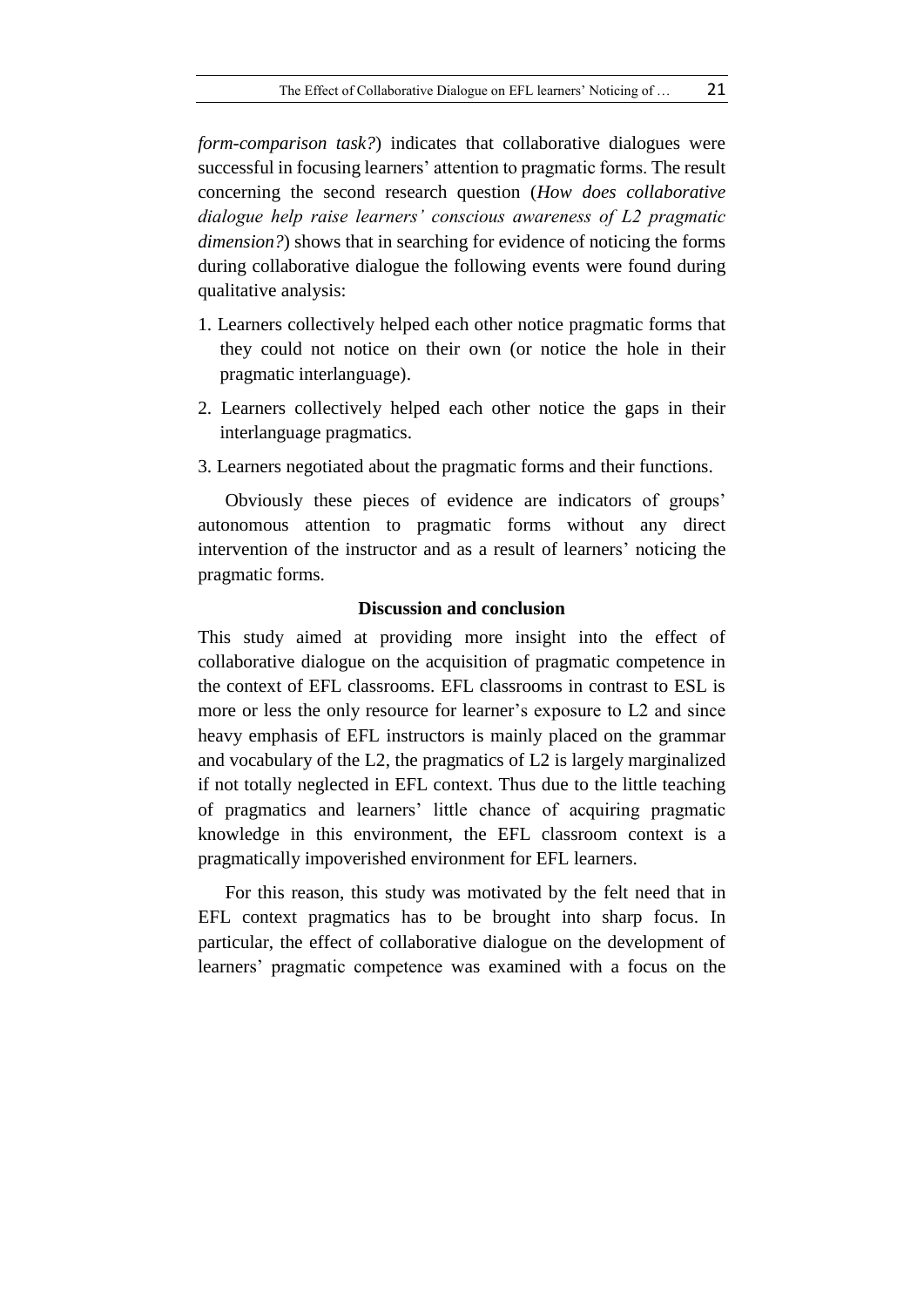*form-comparison task?*) indicates that collaborative dialogues were successful in focusing learners' attention to pragmatic forms. The result concerning the second research question (*How does collaborative dialogue help raise learners' conscious awareness of L2 pragmatic dimension?*) shows that in searching for evidence of noticing the forms during collaborative dialogue the following events were found during qualitative analysis:

1. Learners collectively helped each other notice pragmatic forms that they could not notice on their own (or notice the hole in their pragmatic interlanguage).
2. Learners collectively helped each other notice the gaps in their interlanguage pragmatics.
3. Learners negotiated about the pragmatic forms and their functions.

Obviously these pieces of evidence are indicators of groups' autonomous attention to pragmatic forms without any direct intervention of the instructor and as a result of learners' noticing the pragmatic forms.

## Discussion and conclusion

This study aimed at providing more insight into the effect of collaborative dialogue on the acquisition of pragmatic competence in the context of EFL classrooms. EFL classrooms in contrast to ESL is more or less the only resource for learner's exposure to L2 and since heavy emphasis of EFL instructors is mainly placed on the grammar and vocabulary of the L2, the pragmatics of L2 is largely marginalized if not totally neglected in EFL context. Thus due to the little teaching of pragmatics and learners' little chance of acquiring pragmatic knowledge in this environment, the EFL classroom context is a pragmatically impoverished environment for EFL learners.

For this reason, this study was motivated by the felt need that in EFL context pragmatics has to be brought into sharp focus. In particular, the effect of collaborative dialogue on the development of learners' pragmatic competence was examined with a focus on the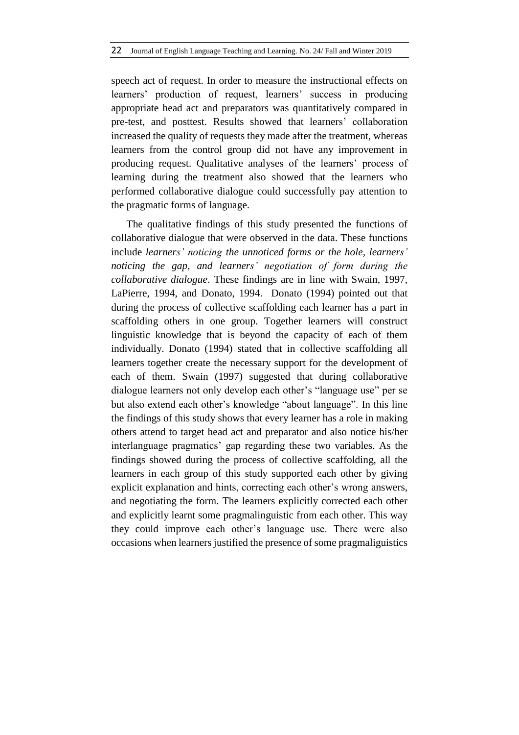speech act of request. In order to measure the instructional effects on learners' production of request, learners' success in producing appropriate head act and preparators was quantitatively compared in pre-test, and posttest. Results showed that learners' collaboration increased the quality of requests they made after the treatment, whereas learners from the control group did not have any improvement in producing request. Qualitative analyses of the learners' process of learning during the treatment also showed that the learners who performed collaborative dialogue could successfully pay attention to the pragmatic forms of language.

The qualitative findings of this study presented the functions of collaborative dialogue that were observed in the data. These functions include *learners' noticing the unnoticed forms or the hole, learners' noticing the gap, and learners' negotiation of form during the collaborative dialogue*. These findings are in line with Swain, 1997, LaPierre, 1994, and Donato, 1994. Donato (1994) pointed out that during the process of collective scaffolding each learner has a part in scaffolding others in one group. Together learners will construct linguistic knowledge that is beyond the capacity of each of them individually. Donato (1994) stated that in collective scaffolding all learners together create the necessary support for the development of each of them. Swain (1997) suggested that during collaborative dialogue learners not only develop each other's "language use" per se but also extend each other's knowledge "about language". In this line the findings of this study shows that every learner has a role in making others attend to target head act and preparator and also notice his/her interlanguage pragmatics' gap regarding these two variables. As the findings showed during the process of collective scaffolding, all the learners in each group of this study supported each other by giving explicit explanation and hints, correcting each other's wrong answers, and negotiating the form. The learners explicitly corrected each other and explicitly learnt some pragmalinguistic from each other. This way they could improve each other's language use. There were also occasions when learners justified the presence of some pragmaliguistics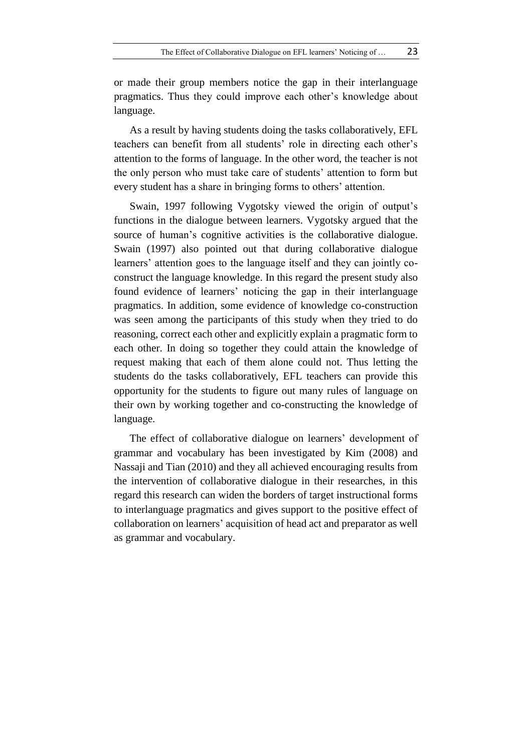or made their group members notice the gap in their interlanguage pragmatics. Thus they could improve each other's knowledge about language.

As a result by having students doing the tasks collaboratively, EFL teachers can benefit from all students' role in directing each other's attention to the forms of language. In the other word, the teacher is not the only person who must take care of students' attention to form but every student has a share in bringing forms to others' attention.

Swain, 1997 following Vygotsky viewed the origin of output's functions in the dialogue between learners. Vygotsky argued that the source of human's cognitive activities is the collaborative dialogue. Swain (1997) also pointed out that during collaborative dialogue learners' attention goes to the language itself and they can jointly co-construct the language knowledge. In this regard the present study also found evidence of learners' noticing the gap in their interlanguage pragmatics. In addition, some evidence of knowledge co-construction was seen among the participants of this study when they tried to do reasoning, correct each other and explicitly explain a pragmatic form to each other. In doing so together they could attain the knowledge of request making that each of them alone could not. Thus letting the students do the tasks collaboratively, EFL teachers can provide this opportunity for the students to figure out many rules of language on their own by working together and co-constructing the knowledge of language.

The effect of collaborative dialogue on learners' development of grammar and vocabulary has been investigated by Kim (2008) and Nassaji and Tian (2010) and they all achieved encouraging results from the intervention of collaborative dialogue in their researches, in this regard this research can widen the borders of target instructional forms to interlanguage pragmatics and gives support to the positive effect of collaboration on learners' acquisition of head act and preparator as well as grammar and vocabulary.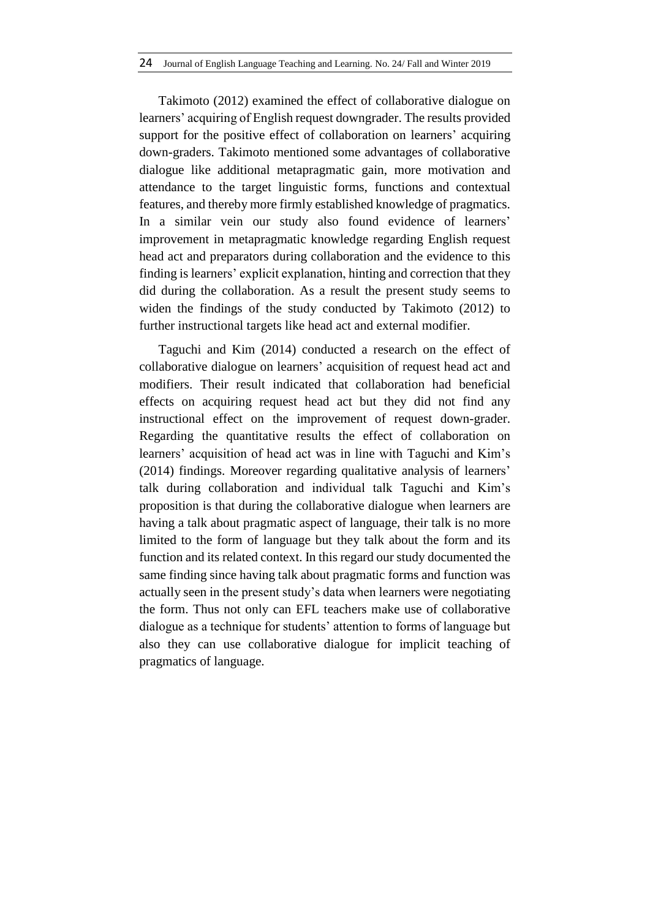Takimoto (2012) examined the effect of collaborative dialogue on learners' acquiring of English request downgrader. The results provided support for the positive effect of collaboration on learners' acquiring down-graders. Takimoto mentioned some advantages of collaborative dialogue like additional metapragmatic gain, more motivation and attendance to the target linguistic forms, functions and contextual features, and thereby more firmly established knowledge of pragmatics. In a similar vein our study also found evidence of learners' improvement in metapragmatic knowledge regarding English request head act and preparators during collaboration and the evidence to this finding is learners' explicit explanation, hinting and correction that they did during the collaboration. As a result the present study seems to widen the findings of the study conducted by Takimoto (2012) to further instructional targets like head act and external modifier.

Taguchi and Kim (2014) conducted a research on the effect of collaborative dialogue on learners' acquisition of request head act and modifiers. Their result indicated that collaboration had beneficial effects on acquiring request head act but they did not find any instructional effect on the improvement of request down-grader. Regarding the quantitative results the effect of collaboration on learners' acquisition of head act was in line with Taguchi and Kim's (2014) findings. Moreover regarding qualitative analysis of learners' talk during collaboration and individual talk Taguchi and Kim's proposition is that during the collaborative dialogue when learners are having a talk about pragmatic aspect of language, their talk is no more limited to the form of language but they talk about the form and its function and its related context. In this regard our study documented the same finding since having talk about pragmatic forms and function was actually seen in the present study's data when learners were negotiating the form. Thus not only can EFL teachers make use of collaborative dialogue as a technique for students' attention to forms of language but also they can use collaborative dialogue for implicit teaching of pragmatics of language.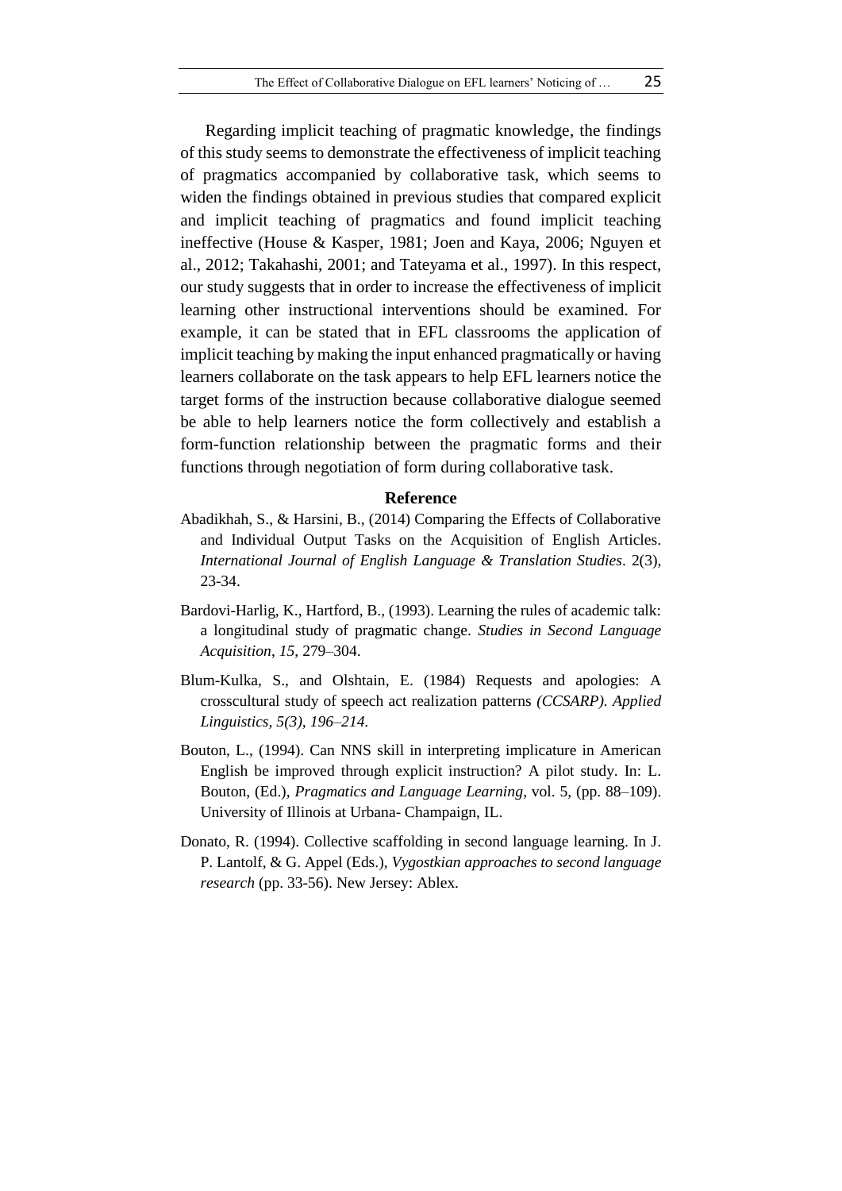Regarding implicit teaching of pragmatic knowledge, the findings of this study seems to demonstrate the effectiveness of implicit teaching of pragmatics accompanied by collaborative task, which seems to widen the findings obtained in previous studies that compared explicit and implicit teaching of pragmatics and found implicit teaching ineffective (House & Kasper, 1981; Joen and Kaya, 2006; Nguyen et al., 2012; Takahashi, 2001; and Tateyama et al., 1997). In this respect, our study suggests that in order to increase the effectiveness of implicit learning other instructional interventions should be examined. For example, it can be stated that in EFL classrooms the application of implicit teaching by making the input enhanced pragmatically or having learners collaborate on the task appears to help EFL learners notice the target forms of the instruction because collaborative dialogue seemed be able to help learners notice the form collectively and establish a form-function relationship between the pragmatic forms and their functions through negotiation of form during collaborative task.

## Reference

Abadikhah, S., & Harsini, B., (2014) Comparing the Effects of Collaborative and Individual Output Tasks on the Acquisition of English Articles. *International Journal of English Language & Translation Studies*. 2(3), 23-34.

Bardovi-Harlig, K., Hartford, B., (1993). Learning the rules of academic talk: a longitudinal study of pragmatic change. *Studies in Second Language Acquisition, 15*, 279–304.

Blum-Kulka, S., and Olshtain, E. (1984) Requests and apologies: A crosscultural study of speech act realization patterns *(CCSARP). Applied Linguistics, 5(3), 196–214.*

Bouton, L., (1994). Can NNS skill in interpreting implicature in American English be improved through explicit instruction? A pilot study. In: L. Bouton, (Ed.), *Pragmatics and Language Learning*, vol. 5, (pp. 88–109). University of Illinois at Urbana- Champaign, IL.

Donato, R. (1994). Collective scaffolding in second language learning. In J. P. Lantolf, & G. Appel (Eds.), *Vygostkian approaches to second language research* (pp. 33-56). New Jersey: Ablex.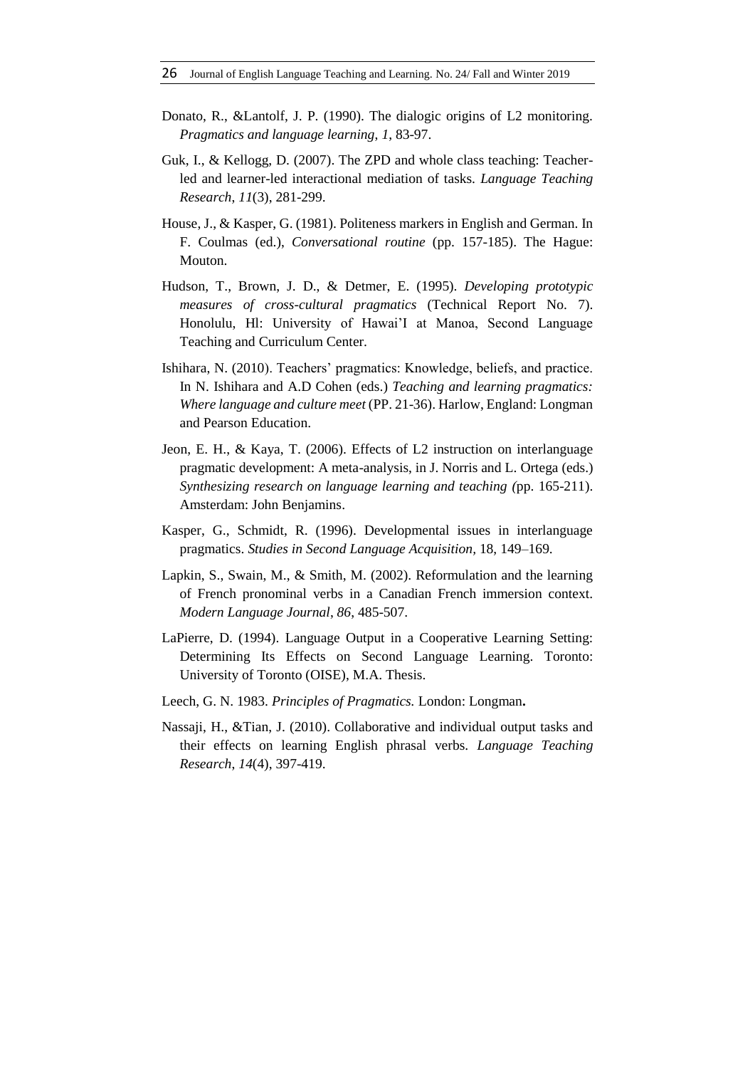Donato, R., &Lantolf, J. P. (1990). The dialogic origins of L2 monitoring. *Pragmatics and language learning*, *1*, 83-97.

Guk, I., & Kellogg, D. (2007). The ZPD and whole class teaching: Teacher-led and learner-led interactional mediation of tasks. *Language Teaching Research*, *11*(3), 281-299.

House, J., & Kasper, G. (1981). Politeness markers in English and German. In F. Coulmas (ed.), *Conversational routine* (pp. 157-185). The Hague: Mouton.

Hudson, T., Brown, J. D., & Detmer, E. (1995). *Developing prototypic measures of cross-cultural pragmatics* (Technical Report No. 7). Honolulu, Hl: University of Hawai'I at Manoa, Second Language Teaching and Curriculum Center.

Ishihara, N. (2010). Teachers' pragmatics: Knowledge, beliefs, and practice. In N. Ishihara and A.D Cohen (eds.) *Teaching and learning pragmatics: Where language and culture meet* (PP. 21-36). Harlow, England: Longman and Pearson Education.

Jeon, E. H., & Kaya, T. (2006). Effects of L2 instruction on interlanguage pragmatic development: A meta-analysis, in J. Norris and L. Ortega (eds.) *Synthesizing research on language learning and teaching (*pp. 165-211). Amsterdam: John Benjamins.

Kasper, G., Schmidt, R. (1996). Developmental issues in interlanguage pragmatics. *Studies in Second Language Acquisition*, 18, 149–169.

Lapkin, S., Swain, M., & Smith, M. (2002). Reformulation and the learning of French pronominal verbs in a Canadian French immersion context. *Modern Language Journal*, *86*, 485-507.

LaPierre, D. (1994). Language Output in a Cooperative Learning Setting: Determining Its Effects on Second Language Learning. Toronto: University of Toronto (OISE), M.A. Thesis.

Leech, G. N. 1983. *Principles of Pragmatics.* London: Longman**.**

Nassaji, H., &Tian, J. (2010). Collaborative and individual output tasks and their effects on learning English phrasal verbs. *Language Teaching Research*, *14*(4), 397-419.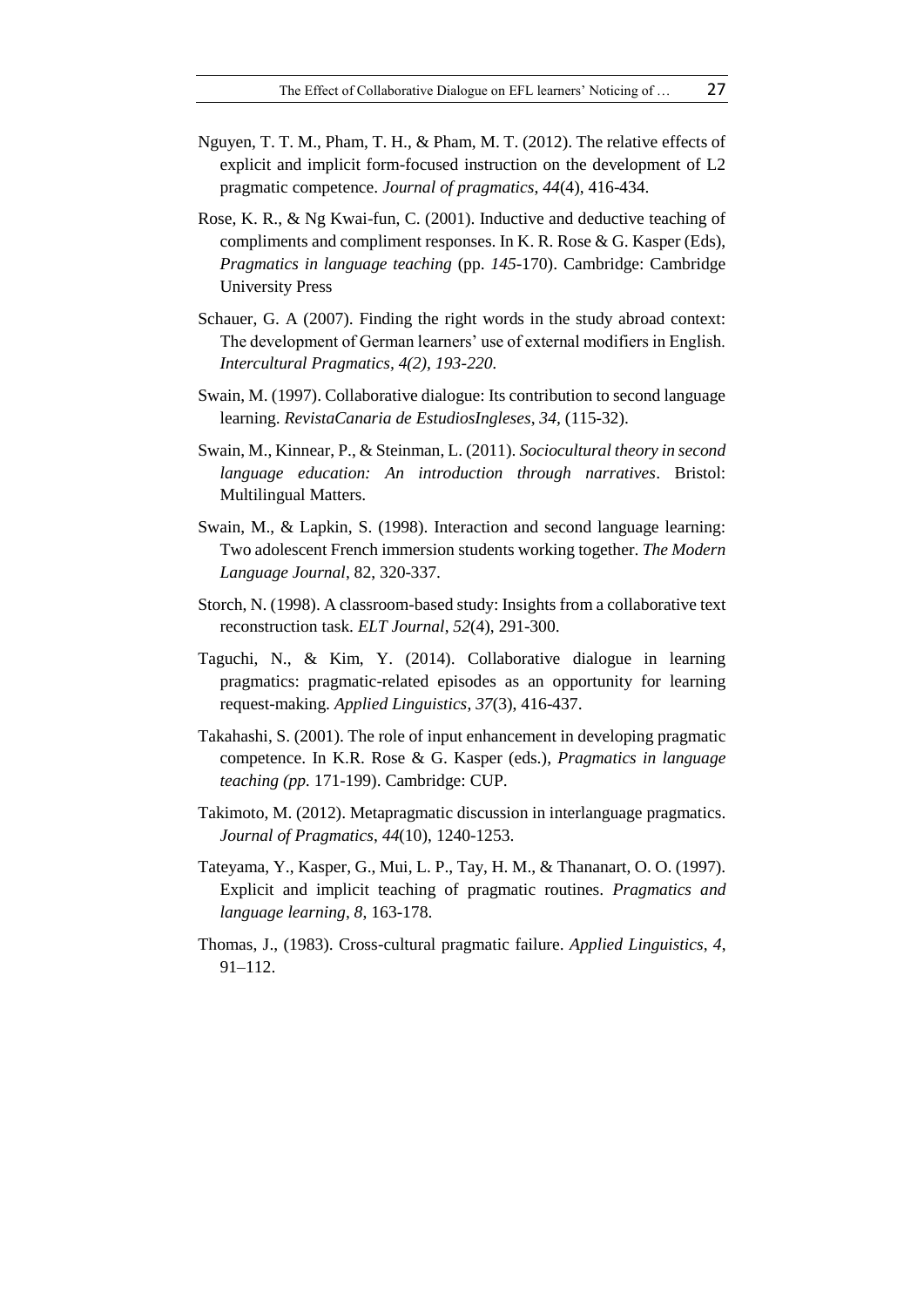Nguyen, T. T. M., Pham, T. H., & Pham, M. T. (2012). The relative effects of explicit and implicit form-focused instruction on the development of L2 pragmatic competence. *Journal of pragmatics*, *44*(4), 416-434.

Rose, K. R., & Ng Kwai-fun, C. (2001). Inductive and deductive teaching of compliments and compliment responses. In K. R. Rose & G. Kasper (Eds), *Pragmatics in language teaching* (pp. *145*-170). Cambridge: Cambridge University Press

Schauer, G. A (2007). Finding the right words in the study abroad context: The development of German learners' use of external modifiers in English. *Intercultural Pragmatics, 4(2), 193-220.*

Swain, M. (1997). Collaborative dialogue: Its contribution to second language learning. *RevistaCanaria de EstudiosIngleses*, *34*, (115-32).

Swain, M., Kinnear, P., & Steinman, L. (2011). *Sociocultural theory in second language education: An introduction through narratives*. Bristol: Multilingual Matters.

Swain, M., & Lapkin, S. (1998). Interaction and second language learning: Two adolescent French immersion students working together. *The Modern Language Journal*, 82, 320-337.

Storch, N. (1998). A classroom-based study: Insights from a collaborative text reconstruction task. *ELT Journal*, *52*(4), 291-300.

Taguchi, N., & Kim, Y. (2014). Collaborative dialogue in learning pragmatics: pragmatic-related episodes as an opportunity for learning request-making. *Applied Linguistics*, *37*(3), 416-437.

Takahashi, S. (2001). The role of input enhancement in developing pragmatic competence. In K.R. Rose & G. Kasper (eds.), *Pragmatics in language teaching (pp.* 171-199). Cambridge: CUP.

Takimoto, M. (2012). Metapragmatic discussion in interlanguage pragmatics. *Journal of Pragmatics*, *44*(10), 1240-1253.

Tateyama, Y., Kasper, G., Mui, L. P., Tay, H. M., & Thananart, O. O. (1997). Explicit and implicit teaching of pragmatic routines. *Pragmatics and language learning*, *8*, 163-178.

Thomas, J., (1983). Cross-cultural pragmatic failure. *Applied Linguistics*, *4*, 91–112.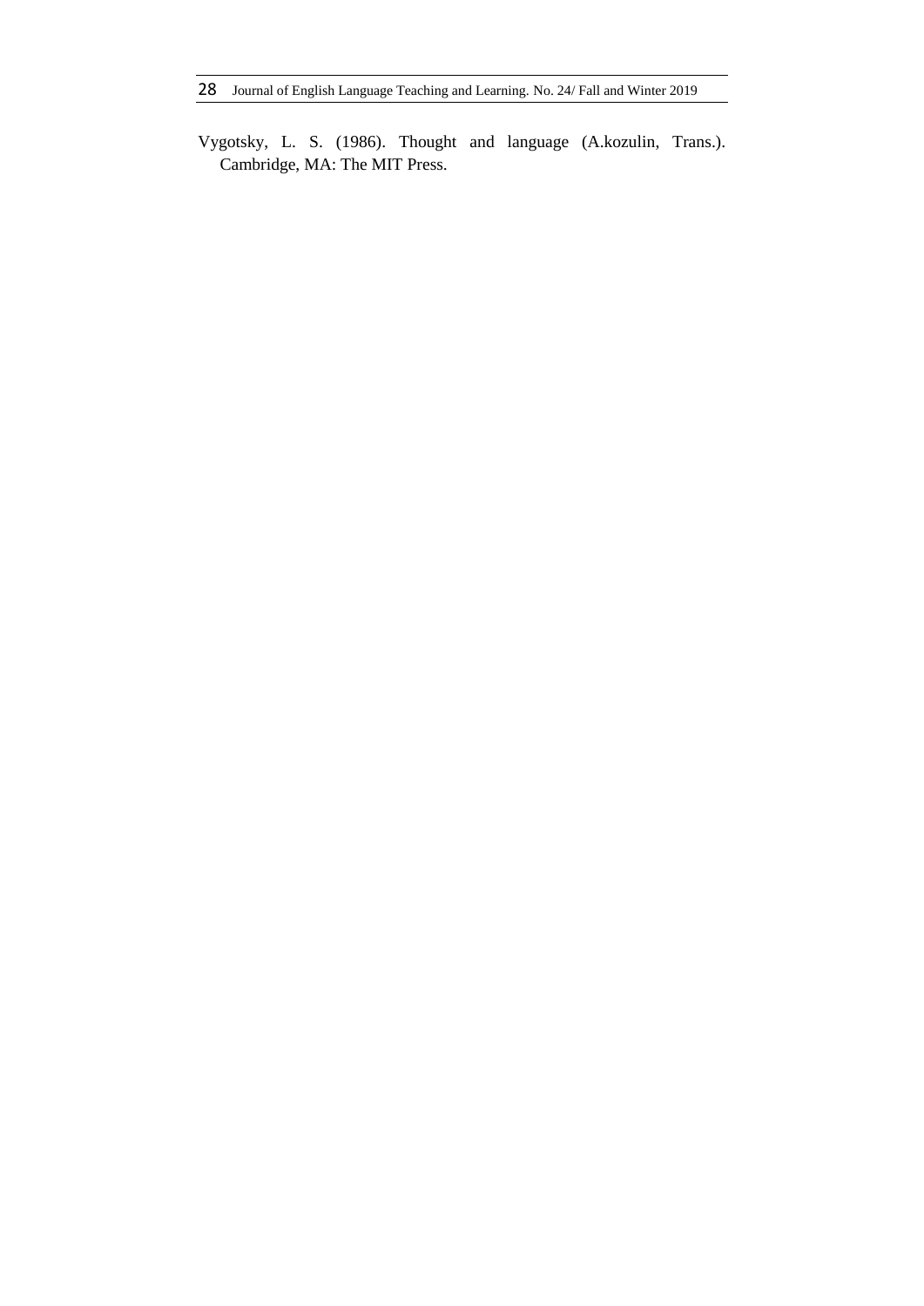Vygotsky, L. S. (1986). Thought and language (A.kozulin, Trans.). Cambridge, MA: The MIT Press.